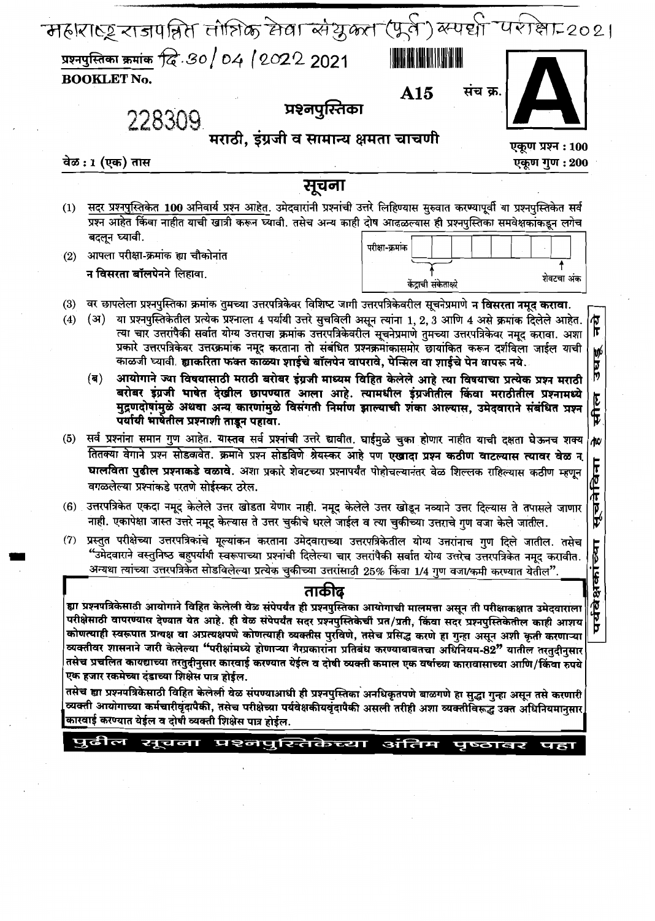महाराष्ट्र राजपत्रित तांत्रिक सेवा संयुक्त (पूर्व) स्पर्धा परीक्षा-2021

प्रश्नपुस्तिका क्रमांक दि. 30/04/2022 2021

**BOOKLET No.**

228309

**A15**

# प्रश्नपुस्तिका

संच क्र. **A**

## मराठी, इंग्रजी व सामान्य क्षमता चाचणी

**वेळ : 1 (एक) तास**

**एकूण प्रश्न : 100**

**एकूण गुण : 200**

## सूचना

(1) सदर प्रश्नपुस्तिकेत **100** अनिवार्य प्रश्न आहेत. उमेदवारांनी प्रश्नांची उत्तरे लिहिण्यास सुरुवात करण्यापूर्वी या प्रश्नपुस्तिकेत सर्व प्रश्न आहेत किंवा नाहीत याची खात्री करून घ्यावी. तसेच अन्य काही दोष आढळल्यास ही प्रश्नपुस्तिका समवेक्षकांकडून लगेच बदलून घ्यावी.

(2) आपला परीक्षा-क्रमांक ह्या चौकोनांत **न विसरता बॉलपेनने** लिहावा.

| परीक्षा-क्रमांक | | | | | | | |
|---|---|---|---|---|---|---|---|

केंद्राची संकेताक्षरे — शेवटचा अंक

(3) वर छापलेला प्रश्नपुस्तिका क्रमांक तुमच्या उत्तरपत्रिकेवर विशिष्ट जागी उत्तरपत्रिकेवरील सूचनेप्रमाणे **न विसरता नमूद करावा.**

(4) (अ) या प्रश्नपुस्तिकेतील प्रत्येक प्रश्नाला 4 पर्यायी उत्तरे सुचविली असून त्यांना 1, 2, 3 आणि 4 असे क्रमांक दिलेले आहेत. त्या चार उत्तरांपैकी सर्वात योग्य उत्तराचा क्रमांक उत्तरपत्रिकेवरील सूचनेप्रमाणे तुमच्या उत्तरपत्रिकेवर नमूद करावा. अशा प्रकारे उत्तरपत्रिकेवर उत्तरक्रमांक नमूद करताना तो संबंधित प्रश्नक्रमांकासमोर छायांकित करून दर्शविला जाईल याची काळजी घ्यावी. **ह्याकरिता फक्त काळ्या शाईचे बॉलपेन वापरावे, पेन्सिल वा शाईचे पेन वापरू नये.**

(ब) **आयोगाने ज्या विषयासाठी मराठी बरोबर इंग्रजी माध्यम विहित केलेले आहे त्या विषयाचा प्रत्येक प्रश्न मराठी बरोबर इंग्रजी भाषेत देखील छापण्यात आला आहे. त्यामधील इंग्रजीतील किंवा मराठीतील प्रश्नामध्ये मुद्रणदोषांमुळे अथवा अन्य कारणांमुळे विसंगती निर्माण झाल्याची शंका आल्यास, उमेदवाराने संबंधित प्रश्न पर्यायी भाषेतील प्रश्नाशी ताडून पहावा.**

(5) सर्व प्रश्नांना समान गुण आहेत. यास्तव सर्व प्रश्नांची उत्तरे द्यावीत. घाईमुळे चुका होणार नाहीत याची दक्षता घेऊनच शक्य तितक्या वेगाने प्रश्न सोडवावेत. क्रमाने प्रश्न सोडविणे श्रेयस्कर आहे पण **एखादा प्रश्न कठीण वाटल्यास त्यावर वेळ न घालविता पुढील प्रश्नाकडे वळावे.** अशा प्रकारे शेवटच्या प्रश्नापर्यंत पोहोचल्यानंतर वेळ शिल्लक राहिल्यास कठीण म्हणून वगळलेल्या प्रश्नांकडे परतणे सोईस्कर ठरेल.

(6) उत्तरपत्रिकेत एकदा नमूद केलेले उत्तर खोडता येणार नाही. नमूद केलेले उत्तर खोडून नव्याने उत्तर दिल्यास ते तपासले जाणार नाही. एकापेक्षा जास्त उत्तरे नमूद केल्यास ते उत्तर चुकीचे धरले जाईल व त्या चुकीच्या उत्तराचे गुण वजा केले जातील.

(7) प्रस्तुत परीक्षेच्या उत्तरपत्रिकांचे मूल्यांकन करताना उमेदवाराच्या उत्तरपत्रिकेतील योग्य उत्तरांनाच गुण दिले जातील. तसेच "उमेदवाराने वस्तुनिष्ठ बहुपर्यायी स्वरूपाच्या प्रश्नांची दिलेल्या चार उत्तरांपैकी सर्वात योग्य उत्तरेच उत्तरपत्रिकेत नमूद करावीत. अन्यथा त्यांच्या उत्तरपत्रिकेत सोडविलेल्या प्रत्येक चुकीच्या उत्तरांसाठी 25% किंवा 1/4 गुण वजा/कमी करण्यात येतील".

पर्यवेक्षकांच्या सूचनेविना सील उघडू नये

## ताकीद

**ह्या प्रश्नपत्रिकेसाठी आयोगाने विहित केलेली वेळ संपेपर्यंत ही प्रश्नपुस्तिका आयोगाची मालमत्ता असून ती परीक्षाकक्षात उमेदवाराला परीक्षेसाठी वापरण्यास देण्यात येत आहे. ही वेळ संपेपर्यंत सदर प्रश्नपुस्तिकेची प्रत/प्रती, किंवा सदर प्रश्नपुस्तिकेतील काही आशय कोणत्याही स्वरूपात प्रत्यक्ष वा अप्रत्यक्षपणे कोणत्याही व्यक्तीस पुरविणे, तसेच प्रसिद्ध करणे हा गुन्हा असून अशी कृती करणाऱ्या व्यक्तीवर शासनाने जारी केलेल्या "परीक्षांमध्ये होणाऱ्या गैरप्रकारांना प्रतिबंध करण्याबाबतचा अधिनियम-82" यातील तरतुदीनुसार तसेच प्रचलित कायद्याच्या तरतुदीनुसार कारवाई करण्यात येईल व दोषी व्यक्ती कमाल एक वर्षाच्या कारावासाच्या आणि/किंवा रुपये एक हजार रकमेच्या दंडाच्या शिक्षेस पात्र होईल.**

**तसेच ह्या प्रश्नपत्रिकेसाठी विहित केलेली वेळ संपण्याआधी ही प्रश्नपुस्तिका अनधिकृतपणे बाळगणे हा सुद्धा गुन्हा असून तसे करणारी व्यक्ती आयोगाच्या कर्मचारीवृंदापैकी, तसेच परीक्षेच्या पर्यवेक्षकीयवृंदापैकी असली तरीही अशा व्यक्तीविरुद्ध उक्त अधिनियमानुसार कारवाई करण्यात येईल व दोषी व्यक्ती शिक्षेस पात्र होईल.**

**पुढील सूचना प्रश्नपुस्तिकेच्या अंतिम पृष्ठावर पहा**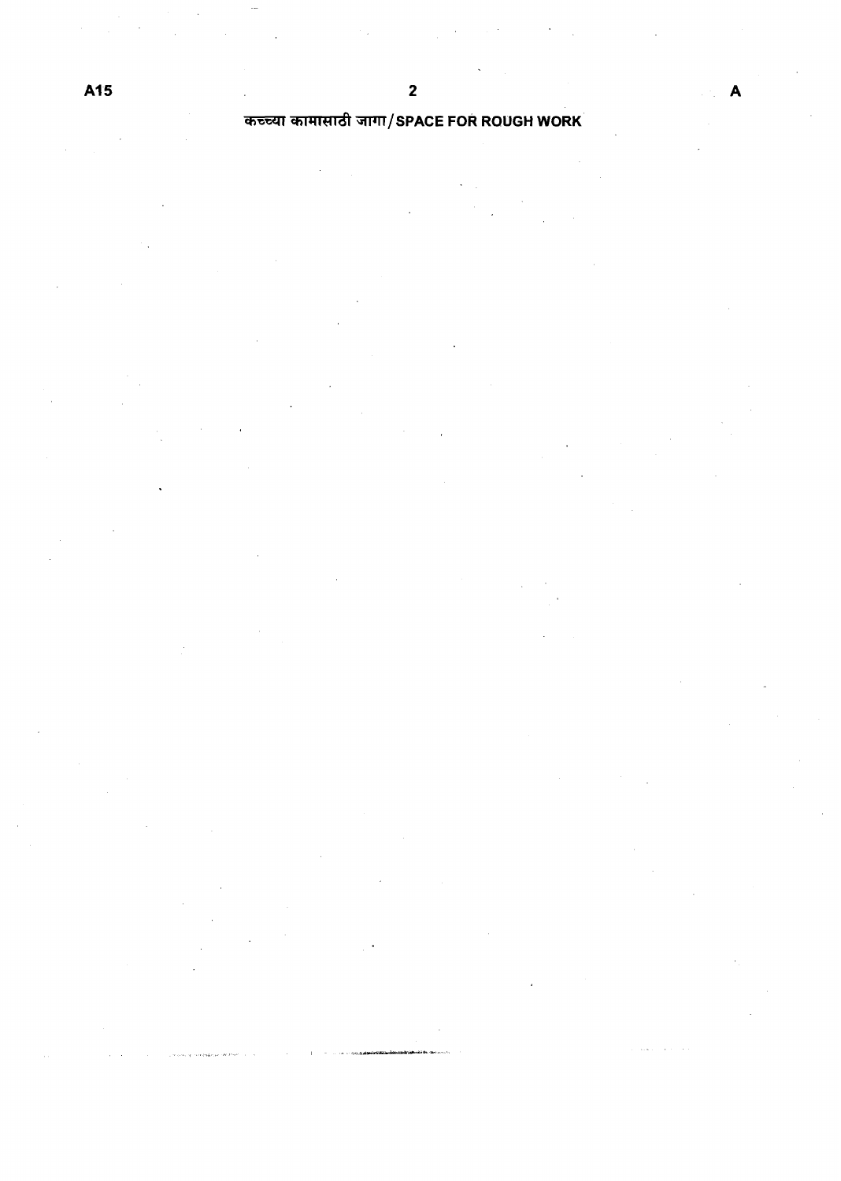कच्च्या कामासाठी जागा / SPACE FOR ROUGH WORK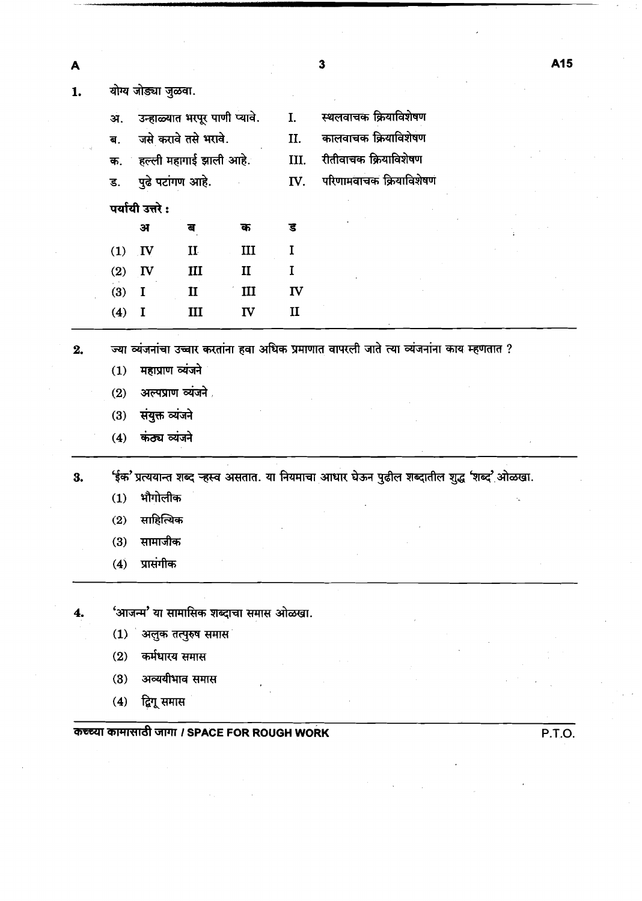1. योग्य जोड्या जुळवा.

| | | | |
|---|---|---|---|
| अ. | उन्हाळ्यात भरपूर पाणी प्यावे. | I. | स्थलवाचक क्रियाविशेषण |
| ब. | जसे करावे तसे भरावे. | II. | कालवाचक क्रियाविशेषण |
| क. | हल्ली महागाई झाली आहे. | III. | रीतीवाचक क्रियाविशेषण |
| ड. | पुढे पटांगण आहे. | IV. | परिणामवाचक क्रियाविशेषण |

**पर्यायी उत्तरे :**

| | अ | ब | क | ड |
|---|---|---|---|---|
| (1) | IV | II | III | I |
| (2) | IV | III | II | I |
| (3) | I | II | III | IV |
| (4) | I | III | IV | II |

2. ज्या व्यंजनांचा उच्चार करतांना हवा अधिक प्रमाणात वापरली जाते त्या व्यंजनांना काय म्हणतात ?
   - (1) महाप्राण व्यंजने
   - (2) अल्पप्राण व्यंजने
   - (3) संयुक्त व्यंजने
   - (4) कंठ्य व्यंजने

3. 'ईक' प्रत्ययान्त शब्द ऱ्हस्व असतात. या नियमाचा आधार घेऊन पुढील शब्दातील शुद्ध 'शब्द' ओळखा.
   - (1) भौगोलीक
   - (2) साहित्यिक
   - (3) सामाजीक
   - (4) प्रासंगीक

4. 'आजन्म' या सामासिक शब्दाचा समास ओळखा.
   - (1) अलुक तत्पुरुष समास
   - (2) कर्मधारय समास
   - (3) अव्ययीभाव समास
   - (4) द्विगू समास

कच्च्या कामासाठी जागा / SPACE FOR ROUGH WORK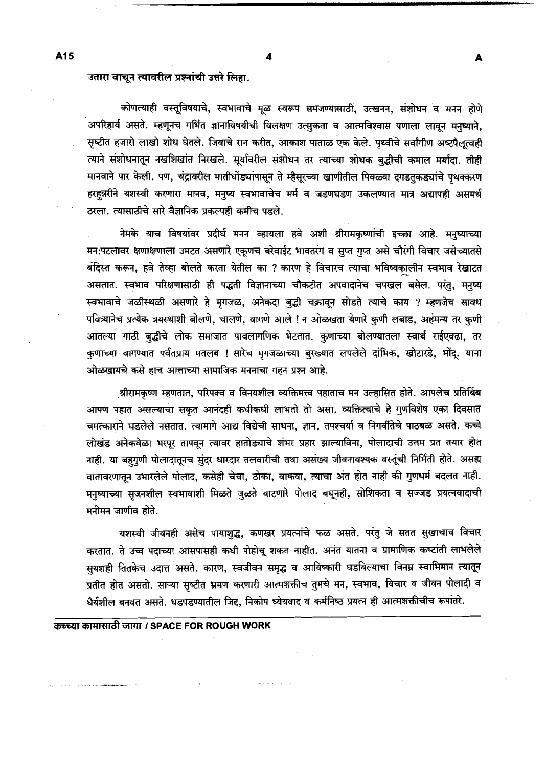**उतारा वाचून त्यावरील प्रश्नांची उत्तरे लिहा.**

कोणत्याही वस्तूविषयाचे, स्वभावाचे मूळ स्वरूप समजण्यासाठी, उत्खनन, संशोधन व मनन होणे अपरिहार्य असते. म्हणूनच गर्भित ज्ञानाविषयीची विलक्षण उत्सुकता व आत्मविश्वास पणाला लावून मनुष्याने, सृष्टीत हजारो लाखो शोध घेतले. जिवाचे रान करीत, आकाश पाताळ एक केले. पृथ्वीचे सर्वांगीण अष्टपैलूत्वही त्याने संशोधनातून नखशिखांत निरखले. सूर्यावरील संशोधन तर त्याच्या शोधक बुद्धीची कमाल मर्यादा. तीही मानवाने पार केली. पण, चंद्रावरील मातीधोंड्यांपासून ते म्हैसूरच्या खाणीतील पिवळ्या दगडतुकड्यांचे पृथक्करण हरहुन्नरीने यशस्वी करणारा मानव, मनुष्य स्वभावाचेच मर्म व जडणघडण उकलण्यात मात्र अद्यापही असमर्थ ठरला. त्यासाठीचे सारे वैज्ञानिक प्रकल्पही कमीच पडले.

नेमके याच विषयांवर प्रदीर्घ मनन व्हायला हवे अशी श्रीरामकृष्णांची इच्छा आहे. मनुष्याच्या मन:पटलावर क्षणाक्षणाला उमटत असणारे एकूणच बरेवाईट भावतरंग व सुप्त गुप्त असे चौरंगी विचार जसेच्यातसे बंदिस्त करून, हवे तेव्हा बोलते करता येतील का ? कारण हे विचारच त्याचा भविष्यकालीन स्वभाव रेखाटत असतात. स्वभाव परिक्षणासाठी ही पद्धती विज्ञानाच्या चौकटीत अपवादानेच चपखल बसेल. परंतु, मनुष्य स्वभावाचे जळीस्थळी असणारे हे मृगजळ, अनेकदा बुद्धी चक्रावून सोडते त्याचे काय ? म्हणजेच सावध पवित्र्यानेच प्रत्येक त्रयस्थाशी बोलणे, चालणे, वागणे आले ! न ओळखता येणारे कुणी लबाड, अहंमन्य तर कुणी आतल्या गाठी बुद्धीचे लोक समाजात पावलागणिक भेटतात. कुणाच्या बोलण्यातला स्वार्थ राईएवढा, तर कुणाच्या वागण्यात पर्वतप्राय मतलब ! सारेच मृगजळाच्या बुरख्यात लपलेले दांभिक, खोटारडे, भोंदू. यांना ओळखायचे कसे हाच आत्ताच्या सामाजिक मननाचा गहन प्रश्न आहे.

श्रीरामकृष्ण म्हणतात, परिपक्व व विनयशील व्यक्तिमत्त्व पहाताच मन उल्हासित होते. आपलेच प्रतिबिंब आपण पहात असल्याचा सकृत आनंदही कधीकधी लाभतो तो असा. व्यक्तित्वाचे हे गुणविशेष एका दिवसात चमत्काराने घडलेले नसतात. त्यामागे आद्य विद्येची साधना, ज्ञान, तपश्चर्या व निगर्वीतेचे पाठबळ असते. कच्चे लोखंड अनेकवेळा भरपूर तापवून त्यावर हातोड्याचे शंभर प्रहार झाल्याविना, पोलादाची उत्तम प्रत तयार होत नाही. या बहुगुणी पोलादातूनच सुंदर धारदार तलवारीची तथा असंख्य जीवनावश्यक वस्तूंची निर्मिती होते. असह्य वातावरणातून उभारलेले पोलाद, कसेही चेचा, ठोका, वाकवा, त्याचा अंत होत नाही की गुणधर्म बदलत नाही. मनुष्याच्या सृजनशील स्वभावाशी मिळते जुळते वाटणारे पोलाद बघूनही, सोशिकता व सज्जड प्रयत्नवादाची मनोमन जाणीव होते.

यशस्वी जीवनही असेच पायाशुद्ध, कणखर प्रयत्नांचे फळ असते. परंतु जे सतत सुखाचाच विचार करतात. ते उच्च पदाच्या आसपासही कधी पोहोचू शकत नाहीत. अनंत यातना व प्रामाणिक कष्टांती लाभलेले सुयशही तितकेच उदात्त असते. कारण, स्वजीवन समृद्ध व आविष्कारी घडविल्याचा विनम्र स्वाभिमान त्यातून प्रतीत होत असतो. साऱ्या सृष्टीत भ्रमण करणारी आत्मशक्तीच तुमचे मन, स्वभाव, विचार व जीवन पोलादी व धैर्यशील बनवत असते. धडपडण्यातील जिद्द, निकोप ध्येयवाद व कर्मनिष्ठ प्रयत्न ही आत्मशक्तीचीच रूपांतरे.

**कच्च्या कामासाठी जागा / SPACE FOR ROUGH WORK**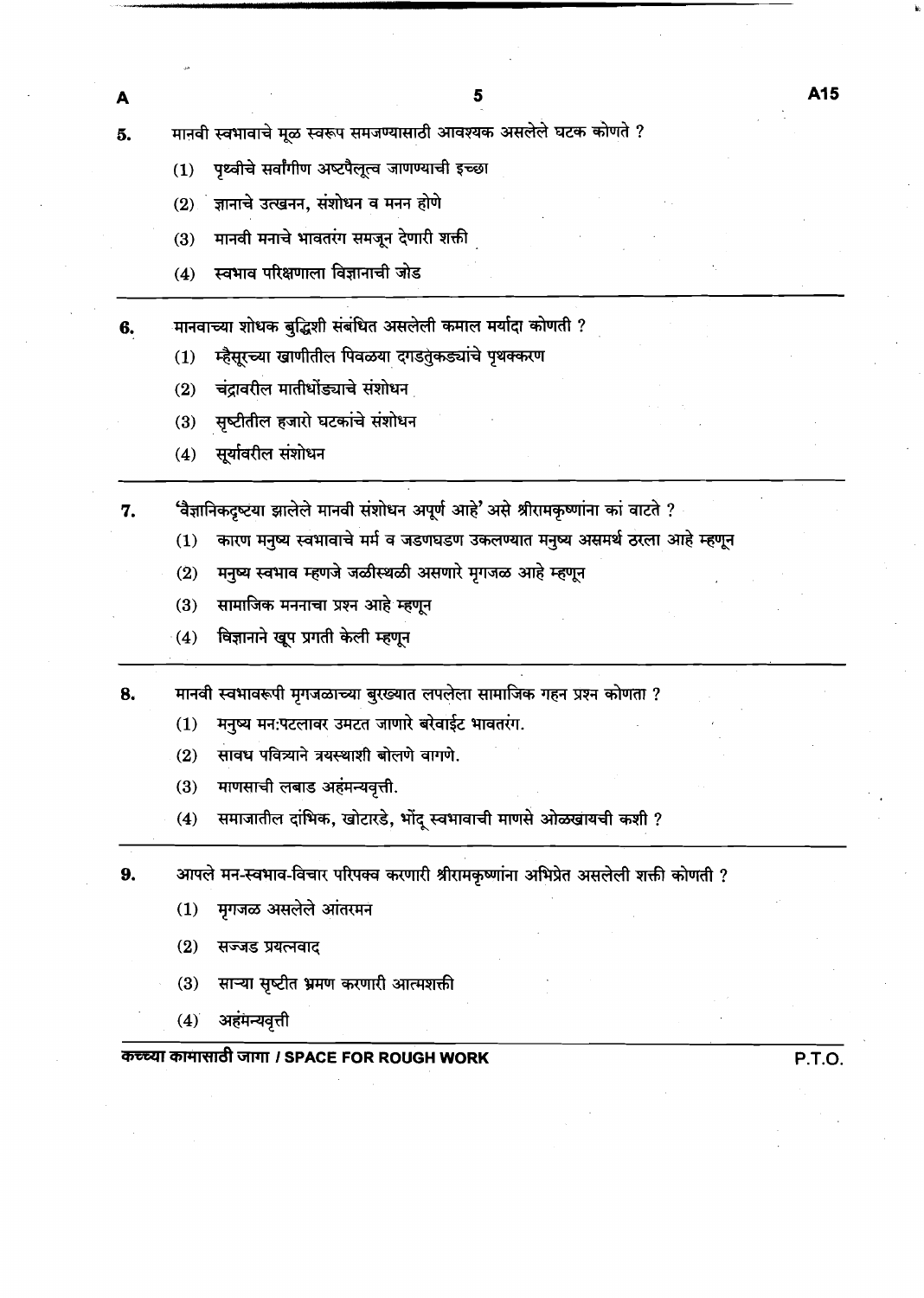5. मानवी स्वभावाचे मूळ स्वरूप समजण्यासाठी आवश्यक असलेले घटक कोणते ?

   (1) पृथ्वीचे सर्वांगीण अष्टपैलूत्व जाणण्याची इच्छा

   (2) ज्ञानाचे उत्खनन, संशोधन व मनन होणे

   (3) मानवी मनाचे भावतरंग समजून देणारी शक्ती

   (4) स्वभाव परिक्षणाला विज्ञानाची जोड

6. मानवाच्या शोधक बुद्धिशी संबंधित असलेली कमाल मर्यादा कोणती ?

   (1) म्हैसूरच्या खाणीतील पिवळ्या दगडतुकड्यांचे पृथक्करण

   (2) चंद्रावरील मातीधोंड्याचे संशोधन

   (3) सृष्टीतील हजारो घटकांचे संशोधन

   (4) सूर्यावरील संशोधन

7. 'वैज्ञानिकदृष्ट्या झालेले मानवी संशोधन अपूर्ण आहे' असे श्रीरामकृष्णांना कां वाटते ?

   (1) कारण मनुष्य स्वभावाचे मर्म व जडणघडण उकलण्यात मनुष्य असमर्थ ठरला आहे म्हणून

   (2) मनुष्य स्वभाव म्हणजे जळीस्थळी असणारे मृगजळ आहे म्हणून

   (3) सामाजिक मननाचा प्रश्न आहे म्हणून

   (4) विज्ञानाने खूप प्रगती केली म्हणून

8. मानवी स्वभावरूपी मृगजळाच्या बुरख्यात लपलेला सामाजिक गहन प्रश्न कोणता ?

   (1) मनुष्य मन:पटलावर उमटत जाणारे बरेवाईट भावतरंग.

   (2) सावध पवित्र्याने त्रयस्थाशी बोलणे वागणे.

   (3) माणसाची लबाड अहंमन्यवृत्ती.

   (4) समाजातील दांभिक, खोटारडे, भोंदू स्वभावाची माणसे ओळखायची कशी ?

9. आपले मन-स्वभाव-विचार परिपक्व करणारी श्रीरामकृष्णांना अभिप्रेत असलेली शक्ती कोणती ?

   (1) मृगजळ असलेले आंतरमन

   (2) सज्जड प्रयत्नवाद

   (3) साऱ्या सृष्टीत भ्रमण करणारी आत्मशक्ती

   (4) अहंमन्यवृत्ती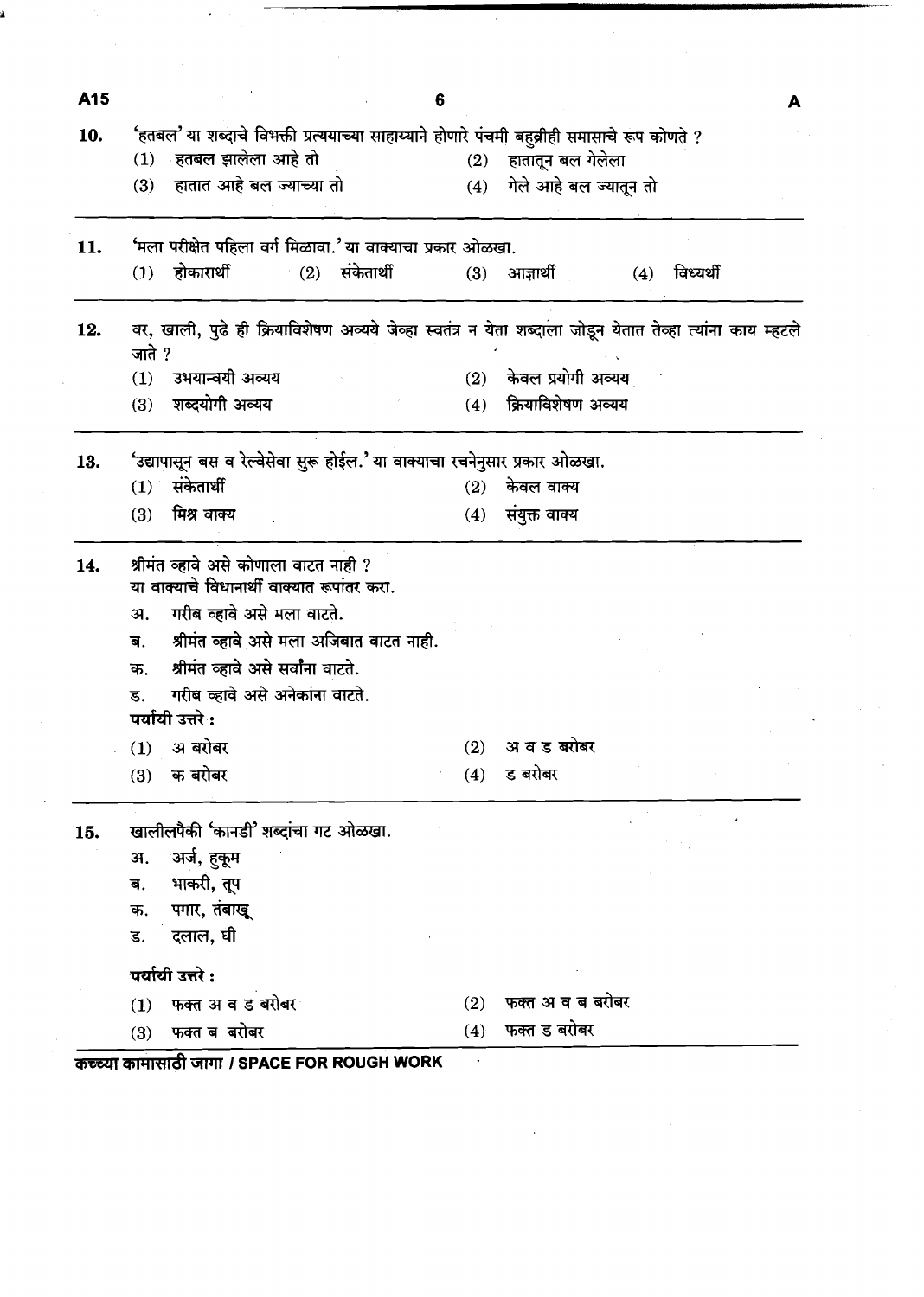10. 'हतबल' या शब्दाचे विभक्ती प्रत्ययाच्या साहाय्याने होणारे पंचमी बहुव्रीही समासाचे रूप कोणते ?
   (1) हतबल झालेला आहे तो
   (2) हातातून बल गेलेला
   (3) हातात आहे बल ज्याच्या तो
   (4) गेले आहे बल ज्यातून तो

---

11. 'मला परीक्षेत पहिला वर्ग मिळावा.' या वाक्याचा प्रकार ओळखा.
   (1) होकारार्थी
   (2) संकेतार्थी
   (3) आज्ञार्थी
   (4) विध्यर्थी

---

12. वर, खाली, पुढे ही क्रियाविशेषण अव्यये जेव्हा स्वतंत्र न येता शब्दाला जोडून येतात तेव्हा त्यांना काय म्हटले जाते ?
   (1) उभयान्वयी अव्यय
   (2) केवल प्रयोगी अव्यय
   (3) शब्दयोगी अव्यय
   (4) क्रियाविशेषण अव्यय

---

13. 'उद्यापासून बस व रेल्वेसेवा सुरू होईल.' या वाक्याचा रचनेनुसार प्रकार ओळखा.
   (1) संकेतार्थी
   (2) केवल वाक्य
   (3) मिश्र वाक्य
   (4) संयुक्त वाक्य

---

14. श्रीमंत व्हावे असे कोणाला वाटत नाही ?
   या वाक्याचे विधानार्थी वाक्यात रूपांतर करा.
   अ. गरीब व्हावे असे मला वाटते.
   ब. श्रीमंत व्हावे असे मला अजिबात वाटत नाही.
   क. श्रीमंत व्हावे असे सर्वांना वाटते.
   ड. गरीब व्हावे असे अनेकांना वाटते.

   **पर्यायी उत्तरे :**
   (1) अ बरोबर
   (2) अ व ड बरोबर
   (3) क बरोबर
   (4) ड बरोबर

---

15. खालीलपैकी 'कानडी' शब्दांचा गट ओळखा.
   अ. अर्ज, हुकूम
   ब. भाकरी, तूप
   क. पगार, तंबाखू
   ड. दलाल, घी

   **पर्यायी उत्तरे :**
   (1) फक्त अ व ड बरोबर
   (2) फक्त अ व ब बरोबर
   (3) फक्त ब बरोबर
   (4) फक्त ड बरोबर

**कच्च्या कामासाठी जागा / SPACE FOR ROUGH WORK**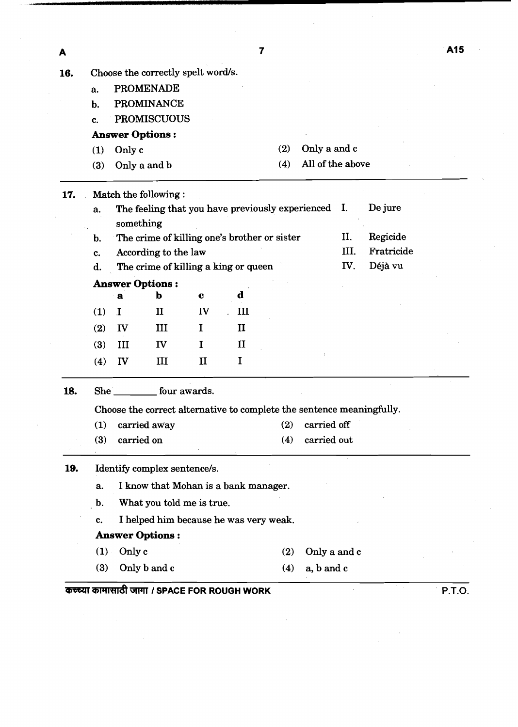**16.** Choose the correctly spelt word/s.

a. PROMENADE

b. PROMINANCE

c. PROMISCUOUS

**Answer Options :**

(1) Only c

(2) Only a and c

(3) Only a and b

(4) All of the above

---

**17.** Match the following :

| | | | |
|---|---|---|---|
| a. | The feeling that you have previously experienced something | I. | De jure |
| b. | The crime of killing one's brother or sister | II. | Regicide |
| c. | According to the law | III. | Fratricide |
| d. | The crime of killing a king or queen | IV. | Déjà vu |

**Answer Options :**

| | a | b | c | d |
|---|---|---|---|---|
| (1) | I | II | IV | III |
| (2) | IV | III | I | II |
| (3) | III | IV | I | II |
| (4) | IV | III | II | I |

---

**18.** She ________ four awards.

Choose the correct alternative to complete the sentence meaningfully.

(1) carried away

(2) carried off

(3) carried on

(4) carried out

---

**19.** Identify complex sentence/s.

a. I know that Mohan is a bank manager.

b. What you told me is true.

c. I helped him because he was very weak.

**Answer Options :**

(1) Only c

(2) Only a and c

(3) Only b and c

(4) a, b and c

कच्च्या कामासाठी जागा / SPACE FOR ROUGH WORK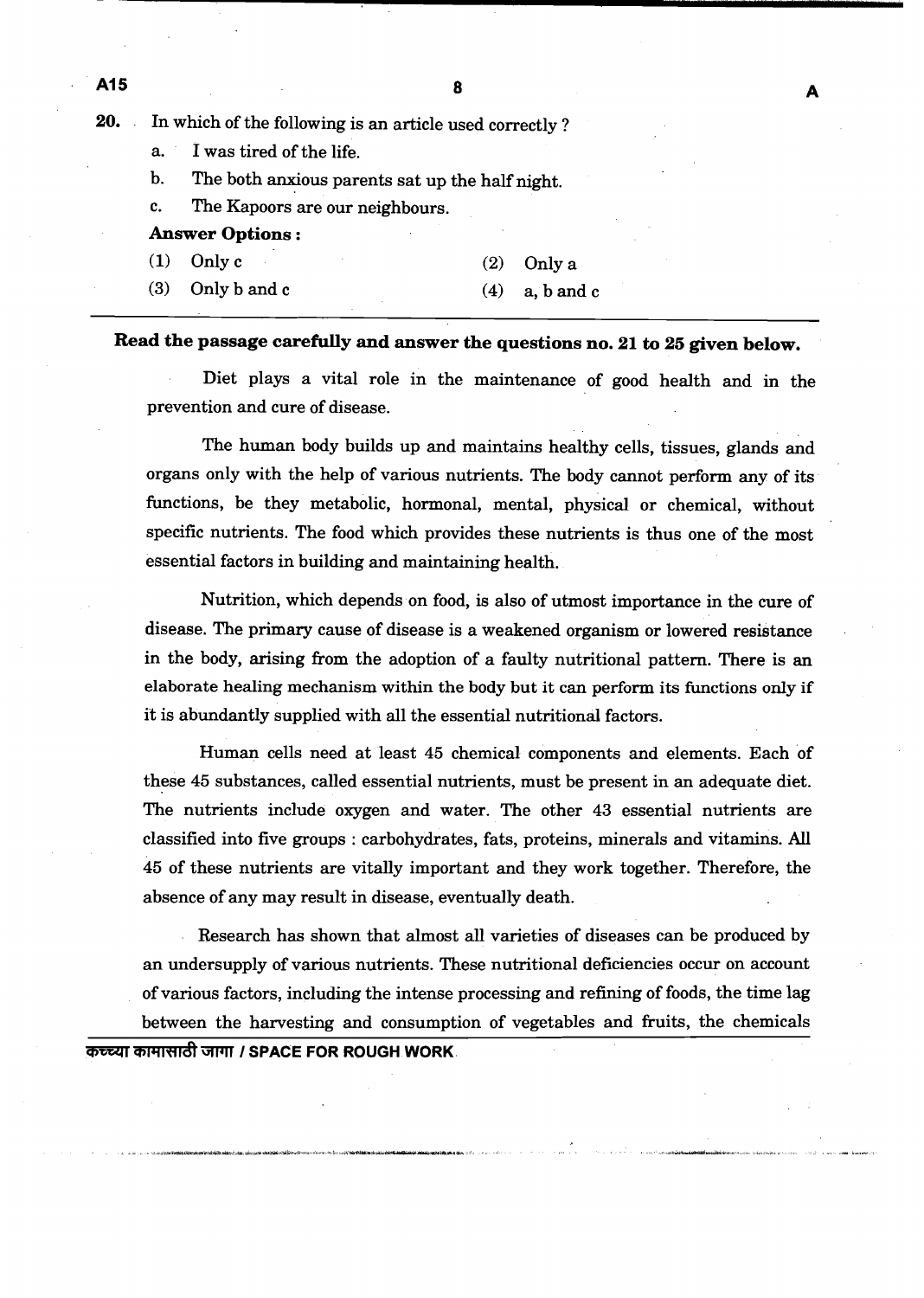20. In which of the following is an article used correctly ?

a. I was tired of the life.

b. The both anxious parents sat up the half night.

c. The Kapoors are our neighbours.

**Answer Options :**

(1) Only c
(2) Only a
(3) Only b and c
(4) a, b and c

**Read the passage carefully and answer the questions no. 21 to 25 given below.**

Diet plays a vital role in the maintenance of good health and in the prevention and cure of disease.

The human body builds up and maintains healthy cells, tissues, glands and organs only with the help of various nutrients. The body cannot perform any of its functions, be they metabolic, hormonal, mental, physical or chemical, without specific nutrients. The food which provides these nutrients is thus one of the most essential factors in building and maintaining health.

Nutrition, which depends on food, is also of utmost importance in the cure of disease. The primary cause of disease is a weakened organism or lowered resistance in the body, arising from the adoption of a faulty nutritional pattern. There is an elaborate healing mechanism within the body but it can perform its functions only if it is abundantly supplied with all the essential nutritional factors.

Human cells need at least 45 chemical components and elements. Each of these 45 substances, called essential nutrients, must be present in an adequate diet. The nutrients include oxygen and water. The other 43 essential nutrients are classified into five groups : carbohydrates, fats, proteins, minerals and vitamins. All 45 of these nutrients are vitally important and they work together. Therefore, the absence of any may result in disease, eventually death.

Research has shown that almost all varieties of diseases can be produced by an undersupply of various nutrients. These nutritional deficiencies occur on account of various factors, including the intense processing and refining of foods, the time lag between the harvesting and consumption of vegetables and fruits, the chemicals

कच्च्या कामासाठी जागा / SPACE FOR ROUGH WORK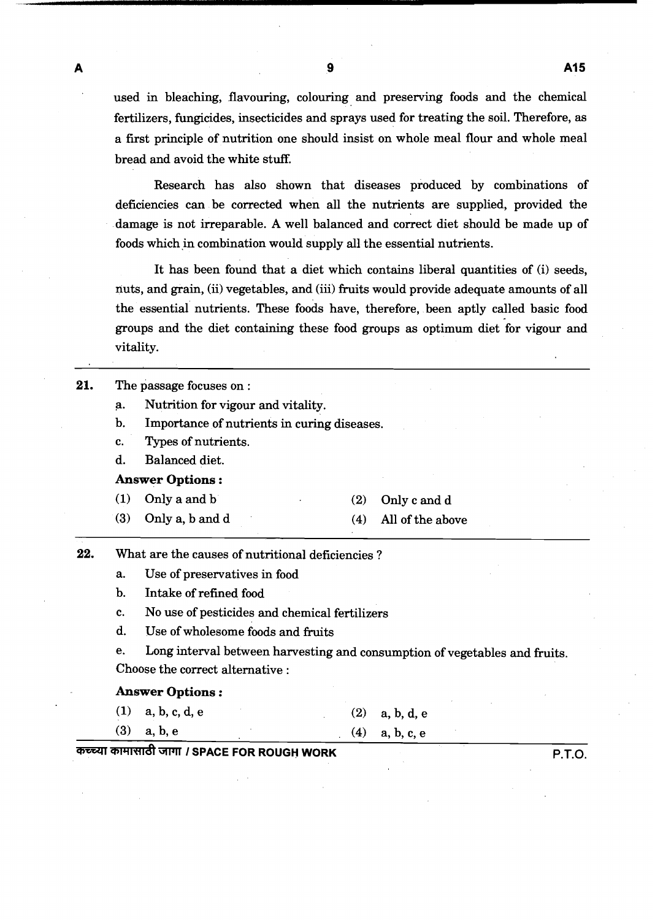used in bleaching, flavouring, colouring and preserving foods and the chemical fertilizers, fungicides, insecticides and sprays used for treating the soil. Therefore, as a first principle of nutrition one should insist on whole meal flour and whole meal bread and avoid the white stuff.

Research has also shown that diseases produced by combinations of deficiencies can be corrected when all the nutrients are supplied, provided the damage is not irreparable. A well balanced and correct diet should be made up of foods which in combination would supply all the essential nutrients.

It has been found that a diet which contains liberal quantities of (i) seeds, nuts, and grain, (ii) vegetables, and (iii) fruits would provide adequate amounts of all the essential nutrients. These foods have, therefore, been aptly called basic food groups and the diet containing these food groups as optimum diet for vigour and vitality.

---

**21.** The passage focuses on :

a. Nutrition for vigour and vitality.

b. Importance of nutrients in curing diseases.

c. Types of nutrients.

d. Balanced diet.

**Answer Options :**

(1) Only a and b  (2) Only c and d

(3) Only a, b and d  (4) All of the above

---

**22.** What are the causes of nutritional deficiencies ?

a. Use of preservatives in food

b. Intake of refined food

c. No use of pesticides and chemical fertilizers

d. Use of wholesome foods and fruits

e. Long interval between harvesting and consumption of vegetables and fruits.

Choose the correct alternative :

**Answer Options :**

(1) a, b, c, d, e  (2) a, b, d, e

(3) a, b, e  (4) a, b, c, e

कच्च्या कामासाठी जागा / SPACE FOR ROUGH WORK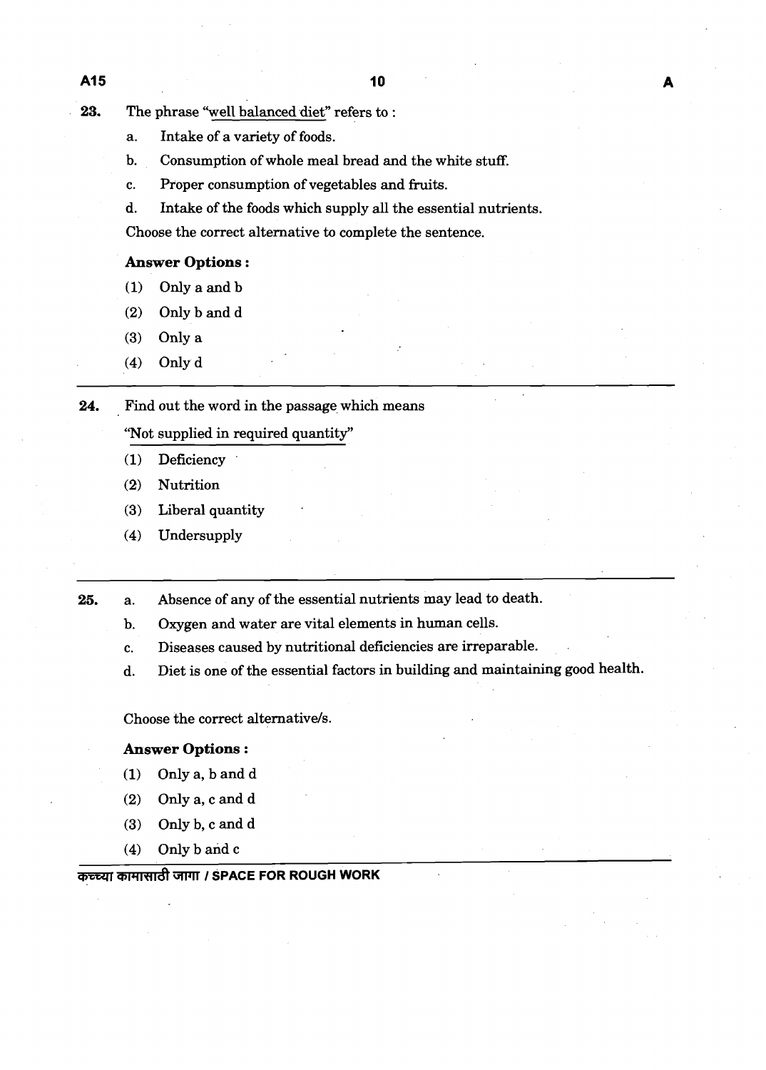**23.** The phrase "<u>well balanced diet</u>" refers to :

a. Intake of a variety of foods.

b. Consumption of whole meal bread and the white stuff.

c. Proper consumption of vegetables and fruits.

d. Intake of the foods which supply all the essential nutrients.

Choose the correct alternative to complete the sentence.

**Answer Options :**

(1) Only a and b

(2) Only b and d

(3) Only a

(4) Only d

---

**24.** Find out the word in the passage which means

"<u>Not supplied in required quantity</u>"

(1) Deficiency

(2) Nutrition

(3) Liberal quantity

(4) Undersupply

---

**25.** a. Absence of any of the essential nutrients may lead to death.

b. Oxygen and water are vital elements in human cells.

c. Diseases caused by nutritional deficiencies are irreparable.

d. Diet is one of the essential factors in building and maintaining good health.

Choose the correct alternative/s.

**Answer Options :**

(1) Only a, b and d

(2) Only a, c and d

(3) Only b, c and d

(4) Only b and c

कच्च्या कामासाठी जागा / SPACE FOR ROUGH WORK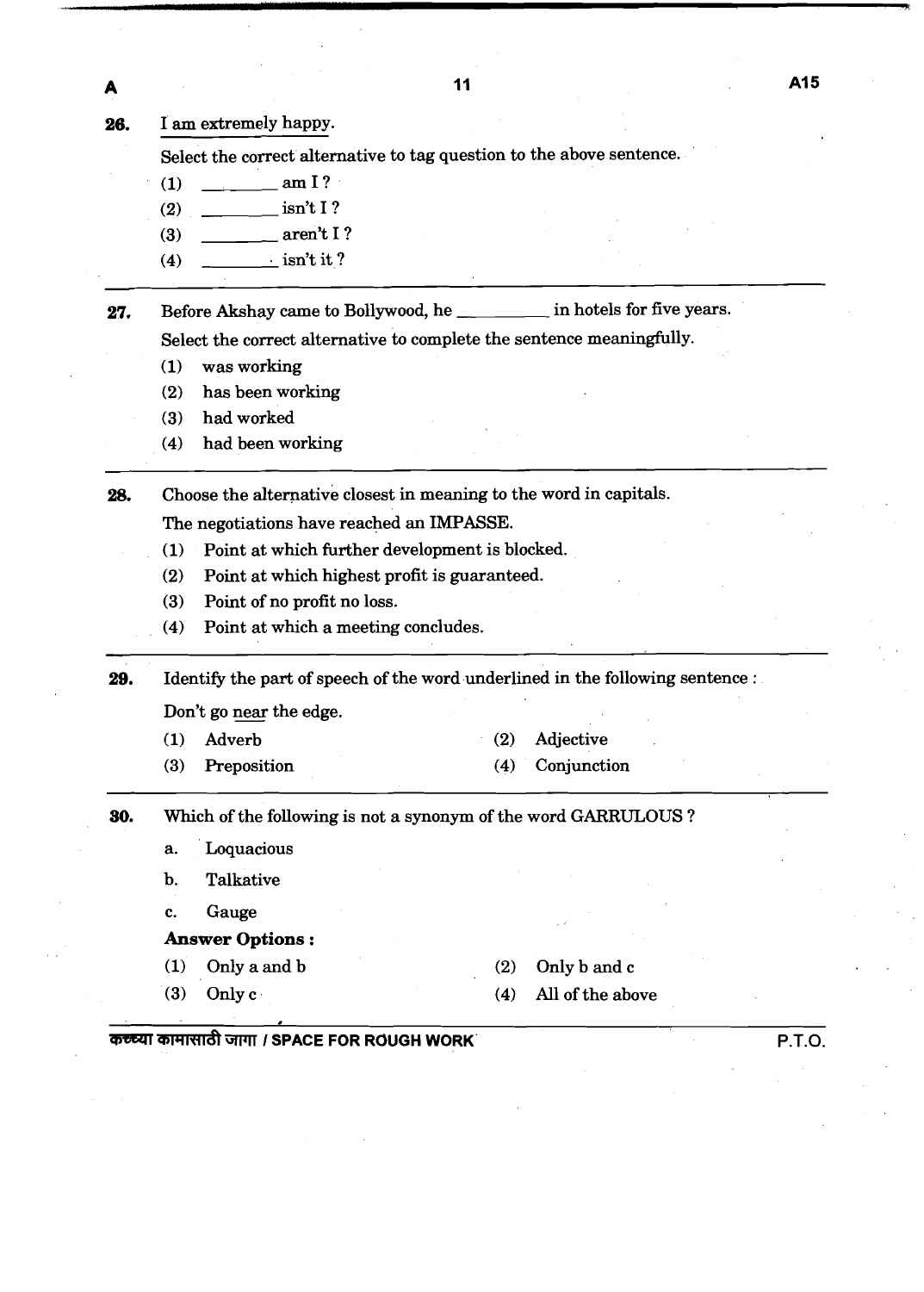26. I am extremely happy.

Select the correct alternative to tag question to the above sentence.

(1) ________ am I ?
(2) ________ isn't I ?
(3) ________ aren't I ?
(4) ________ isn't it ?

---

27. Before Akshay came to Bollywood, he __________ in hotels for five years.

Select the correct alternative to complete the sentence meaningfully.

(1) was working
(2) has been working
(3) had worked
(4) had been working

---

28. Choose the alternative closest in meaning to the word in capitals.

The negotiations have reached an IMPASSE.

(1) Point at which further development is blocked.
(2) Point at which highest profit is guaranteed.
(3) Point of no profit no loss.
(4) Point at which a meeting concludes.

---

29. Identify the part of speech of the word underlined in the following sentence :

Don't go <u>near</u> the edge.

(1) Adverb
(2) Adjective
(3) Preposition
(4) Conjunction

---

30. Which of the following is not a synonym of the word GARRULOUS ?

a. Loquacious
b. Talkative
c. Gauge

**Answer Options :**

(1) Only a and b
(2) Only b and c
(3) Only c
(4) All of the above

कच्च्या कामासाठी जागा / SPACE FOR ROUGH WORK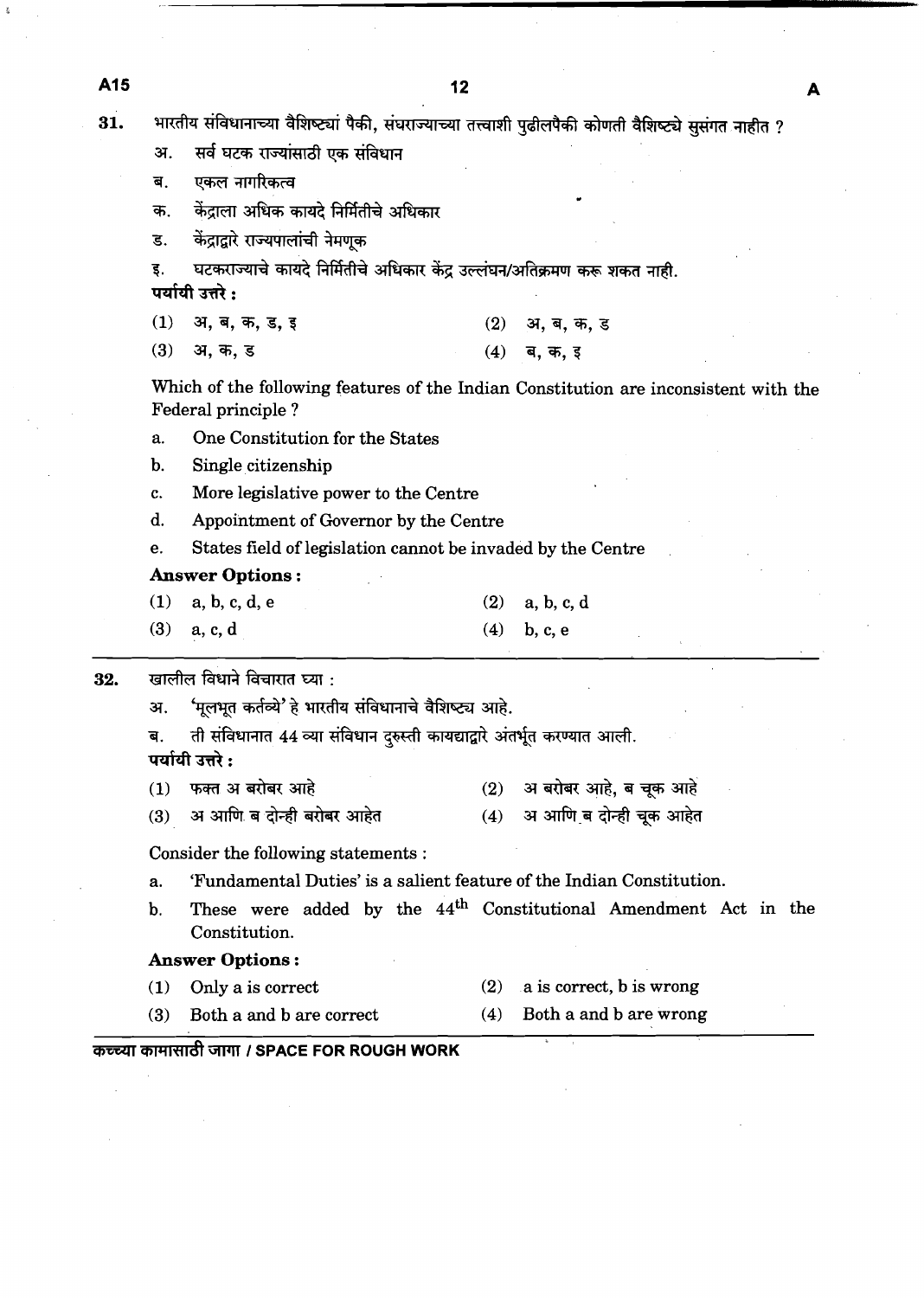31. भारतीय संविधानाच्या वैशिष्ट्यां पैकी, संघराज्याच्या तत्त्वाशी पुढीलपैकी कोणती वैशिष्ट्ये सुसंगत नाहीत ?

अ. सर्व घटक राज्यांसाठी एक संविधान

ब. एकल नागरिकत्व

क. केंद्राला अधिक कायदे निर्मितीचे अधिकार

ड. केंद्राद्वारे राज्यपालांची नेमणूक

इ. घटकराज्याचे कायदे निर्मितीचे अधिकार केंद्र उल्लंघन/अतिक्रमण करू शकत नाही.

**पर्यायी उत्तरे :**

(1) अ, ब, क, ड, इ (2) अ, ब, क, ड

(3) अ, क, ड (4) ब, क, इ

Which of the following features of the Indian Constitution are inconsistent with the Federal principle ?

a. One Constitution for the States

b. Single citizenship

c. More legislative power to the Centre

d. Appointment of Governor by the Centre

e. States field of legislation cannot be invaded by the Centre

**Answer Options :**

(1) a, b, c, d, e (2) a, b, c, d

(3) a, c, d (4) b, c, e

---

32. खालील विधाने विचारात घ्या :

अ. 'मूलभूत कर्तव्ये' हे भारतीय संविधानाचे वैशिष्ट्य आहे.

ब. ती संविधानात 44 व्या संविधान दुरुस्ती कायद्याद्वारे अंतर्भूत करण्यात आली.

**पर्यायी उत्तरे :**

(1) फक्त अ बरोबर आहे (2) अ बरोबर आहे, ब चूक आहे

(3) अ आणि ब दोन्ही बरोबर आहेत (4) अ आणि ब दोन्ही चूक आहेत

Consider the following statements :

a. 'Fundamental Duties' is a salient feature of the Indian Constitution.

b. These were added by the 44th Constitutional Amendment Act in the Constitution.

**Answer Options :**

(1) Only a is correct (2) a is correct, b is wrong

(3) Both a and b are correct (4) Both a and b are wrong

कच्च्या कामासाठी जागा / SPACE FOR ROUGH WORK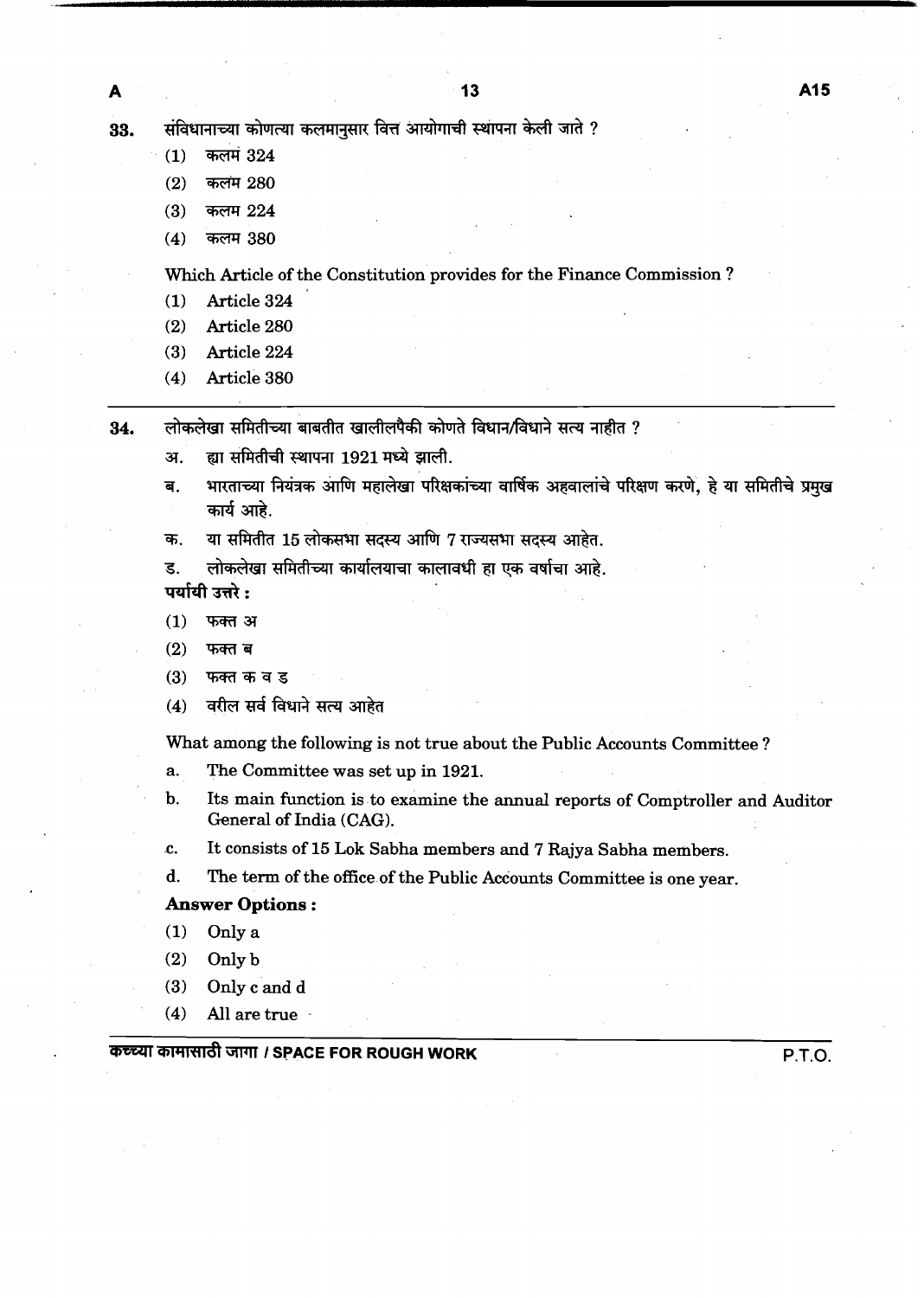33. संविधानाच्या कोणत्या कलमानुसार वित्त आयोगाची स्थापना केली जाते ?

(1) कलम 324
(2) कलम 280
(3) कलम 224
(4) कलम 380

Which Article of the Constitution provides for the Finance Commission ?

(1) Article 324
(2) Article 280
(3) Article 224
(4) Article 380

---

34. लोकलेखा समितीच्या बाबतीत खालीलपैकी कोणते विधान/विधाने सत्य नाहीत ?

अ. ह्या समितीची स्थापना 1921 मध्ये झाली.

ब. भारताच्या नियंत्रक आणि महालेखा परिक्षकांच्या वार्षिक अहवालांचे परिक्षण करणे, हे या समितीचे प्रमुख कार्य आहे.

क. या समितीत 15 लोकसभा सदस्य आणि 7 राज्यसभा सदस्य आहेत.

ड. लोकलेखा समितीच्या कार्यालयाचा कालावधी हा एक वर्षाचा आहे.

**पर्यायी उत्तरे :**

(1) फक्त अ
(2) फक्त ब
(3) फक्त क व ड
(4) वरील सर्व विधाने सत्य आहेत

What among the following is not true about the Public Accounts Committee ?

a. The Committee was set up in 1921.

b. Its main function is to examine the annual reports of Comptroller and Auditor General of India (CAG).

c. It consists of 15 Lok Sabha members and 7 Rajya Sabha members.

d. The term of the office of the Public Accounts Committee is one year.

**Answer Options :**

(1) Only a
(2) Only b
(3) Only c and d
(4) All are true

कच्च्या कामासाठी जागा / SPACE FOR ROUGH WORK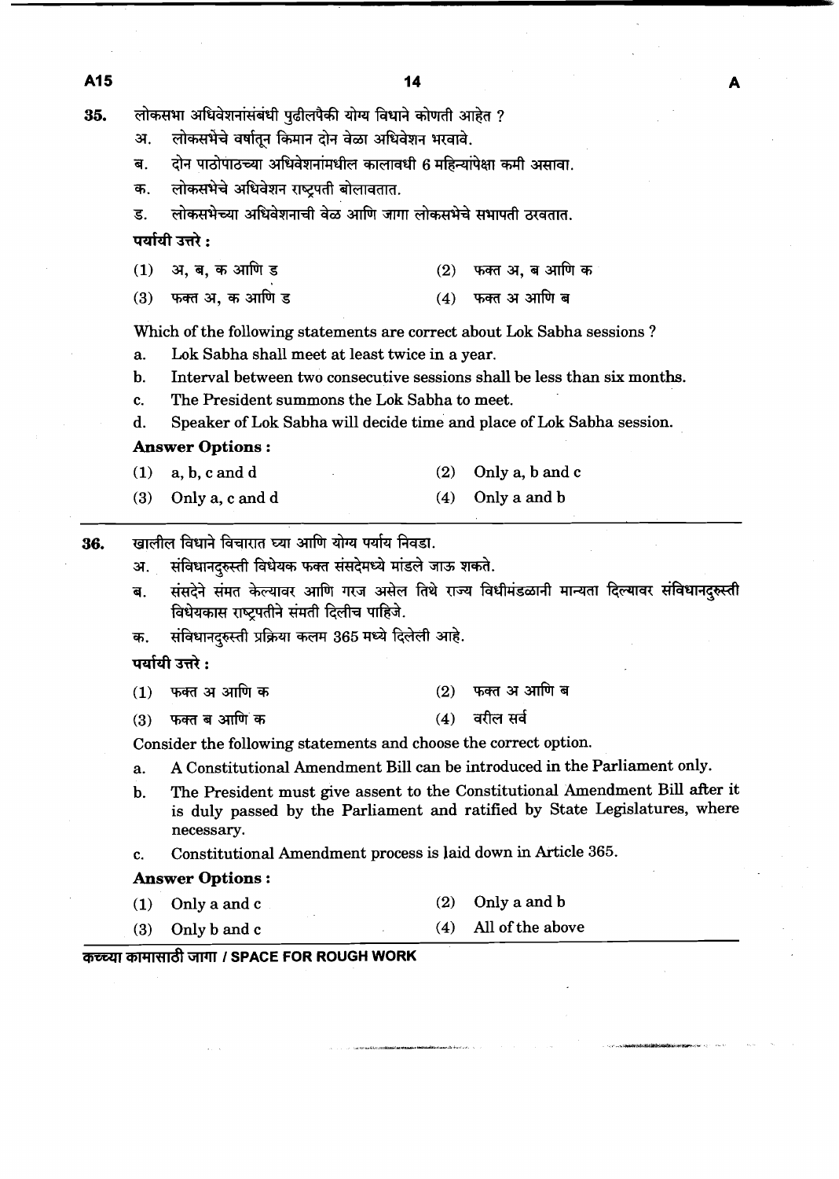**35.** लोकसभा अधिवेशनांसंबंधी पुढीलपैकी योग्य विधाने कोणती आहेत ?

अ. लोकसभेचे वर्षातून किमान दोन वेळा अधिवेशन भरवावे.

ब. दोन पाठोपाठच्या अधिवेशनांमधील कालावधी 6 महिन्यांपेक्षा कमी असावा.

क. लोकसभेचे अधिवेशन राष्ट्रपती बोलावतात.

ड. लोकसभेच्या अधिवेशनाची वेळ आणि जागा लोकसभेचे सभापती ठरवतात.

**पर्यायी उत्तरे :**

(1) अ, ब, क आणि ड  (2) फक्त अ, ब आणि क

(3) फक्त अ, क आणि ड  (4) फक्त अ आणि ब

Which of the following statements are correct about Lok Sabha sessions ?

a. Lok Sabha shall meet at least twice in a year.

b. Interval between two consecutive sessions shall be less than six months.

c. The President summons the Lok Sabha to meet.

d. Speaker of Lok Sabha will decide time and place of Lok Sabha session.

**Answer Options :**

(1) a, b, c and d  (2) Only a, b and c

(3) Only a, c and d  (4) Only a and b

---

**36.** खालील विधाने विचारात घ्या आणि योग्य पर्याय निवडा.

अ. संविधानदुरुस्ती विधेयक फक्त संसदेमध्ये मांडले जाऊ शकते.

ब. संसदेने संमत केल्यावर आणि गरज असेल तिथे राज्य विधीमंडळानी मान्यता दिल्यावर संविधानदुरुस्ती विधेयकास राष्ट्रपतीने संमती दिलीच पाहिजे.

क. संविधानदुरुस्ती प्रक्रिया कलम 365 मध्ये दिलेली आहे.

**पर्यायी उत्तरे :**

(1) फक्त अ आणि क  (2) फक्त अ आणि ब

(3) फक्त ब आणि क  (4) वरील सर्व

Consider the following statements and choose the correct option.

a. A Constitutional Amendment Bill can be introduced in the Parliament only.

b. The President must give assent to the Constitutional Amendment Bill after it is duly passed by the Parliament and ratified by State Legislatures, where necessary.

c. Constitutional Amendment process is laid down in Article 365.

**Answer Options :**

(1) Only a and c  (2) Only a and b

(3) Only b and c  (4) All of the above

कच्च्या कामासाठी जागा / SPACE FOR ROUGH WORK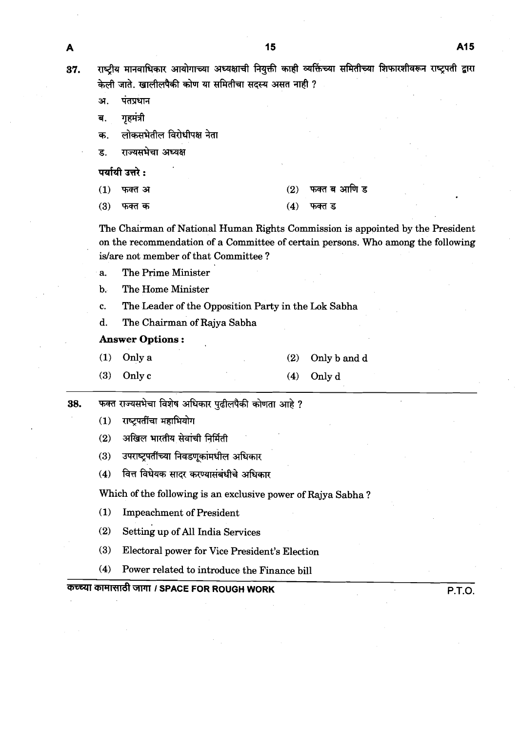37. राष्ट्रीय मानवाधिकार आयोगाच्या अध्यक्षाची नियुक्ती काही व्यक्तिंच्या समितीच्या शिफारशीवरून राष्ट्रपती द्वारा केली जाते. खालीलपैकी कोण या समितीचा सदस्य असत नाही ?

   अ. पंतप्रधान

   ब. गृहमंत्री

   क. लोकसभेतील विरोधीपक्ष नेता

   ड. राज्यसभेचा अध्यक्ष

   **पर्यायी उत्तरे :**

   (1) फक्त अ &nbsp;&nbsp;&nbsp;&nbsp; (2) फक्त ब आणि ड

   (3) फक्त क &nbsp;&nbsp;&nbsp;&nbsp; (4) फक्त ड

   The Chairman of National Human Rights Commission is appointed by the President on the recommendation of a Committee of certain persons. Who among the following is/are not member of that Committee ?

   a. The Prime Minister

   b. The Home Minister

   c. The Leader of the Opposition Party in the Lok Sabha

   d. The Chairman of Rajya Sabha

   **Answer Options :**

   (1) Only a &nbsp;&nbsp;&nbsp;&nbsp; (2) Only b and d

   (3) Only c &nbsp;&nbsp;&nbsp;&nbsp; (4) Only d

38. फक्त राज्यसभेचा विशेष अधिकार पुढीलपैकी कोणता आहे ?

   (1) राष्ट्रपतींचा महाभियोग

   (2) अखिल भारतीय सेवांची निर्मिती

   (3) उपराष्ट्रपतींच्या निवडणूकांमधील अधिकार

   (4) वित्त विधेयक सादर करण्यासंबंधीचे अधिकार

   Which of the following is an exclusive power of Rajya Sabha ?

   (1) Impeachment of President

   (2) Setting up of All India Services

   (3) Electoral power for Vice President's Election

   (4) Power related to introduce the Finance bill

कच्च्या कामासाठी जागा / SPACE FOR ROUGH WORK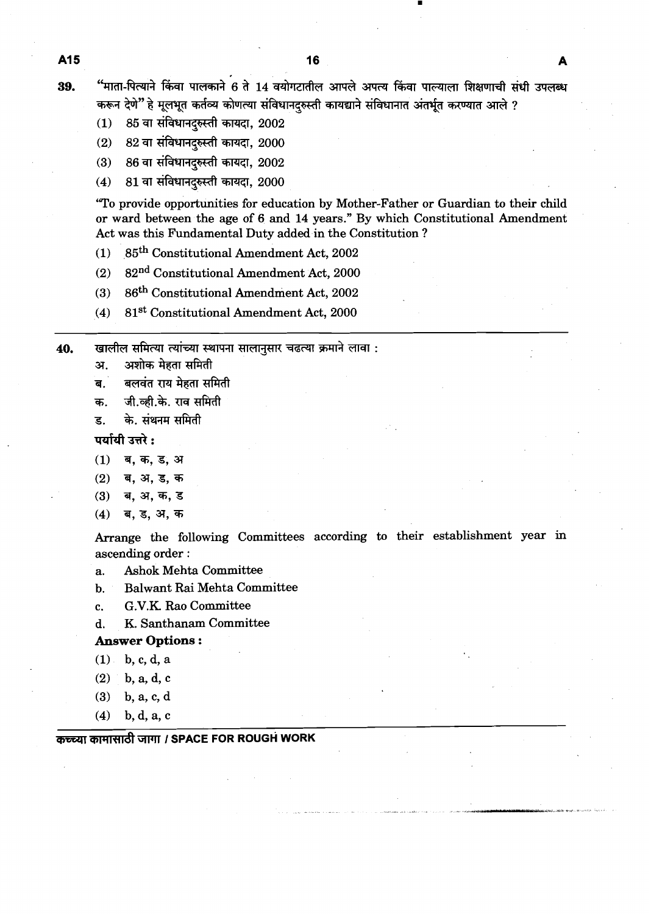39. "माता-पित्याने किंवा पालकाने 6 ते 14 वयोगटातील आपले अपत्य किंवा पाल्याला शिक्षणाची संधी उपलब्ध करून देणे" हे मूलभूत कर्तव्य कोणत्या संविधानदुरुस्ती कायद्याने संविधानात अंतर्भूत करण्यात आले ?

(1) 85 वा संविधानदुरुस्ती कायदा, 2002
(2) 82 वा संविधानदुरुस्ती कायदा, 2000
(3) 86 वा संविधानदुरुस्ती कायदा, 2002
(4) 81 वा संविधानदुरुस्ती कायदा, 2000

"To provide opportunities for education by Mother-Father or Guardian to their child or ward between the age of 6 and 14 years." By which Constitutional Amendment Act was this Fundamental Duty added in the Constitution ?

(1) 85th Constitutional Amendment Act, 2002
(2) 82nd Constitutional Amendment Act, 2000
(3) 86th Constitutional Amendment Act, 2002
(4) 81st Constitutional Amendment Act, 2000

---

40. खालील समित्या त्यांच्या स्थापना सालानुसार चढत्या क्रमाने लावा :

अ. अशोक मेहता समिती
ब. बलवंत राय मेहता समिती
क. जी.व्ही.के. राव समिती
ड. के. संथनम समिती

पर्यायी उत्तरे :

(1) ब, क, ड, अ
(2) ब, अ, ड, क
(3) ब, अ, क, ड
(4) ब, ड, अ, क

Arrange the following Committees according to their establishment year in ascending order :

a. Ashok Mehta Committee
b. Balwant Rai Mehta Committee
c. G.V.K. Rao Committee
d. K. Santhanam Committee

**Answer Options :**

(1) b, c, d, a
(2) b, a, d, c
(3) b, a, c, d
(4) b, d, a, c

**कच्च्या कामासाठी जागा / SPACE FOR ROUGH WORK**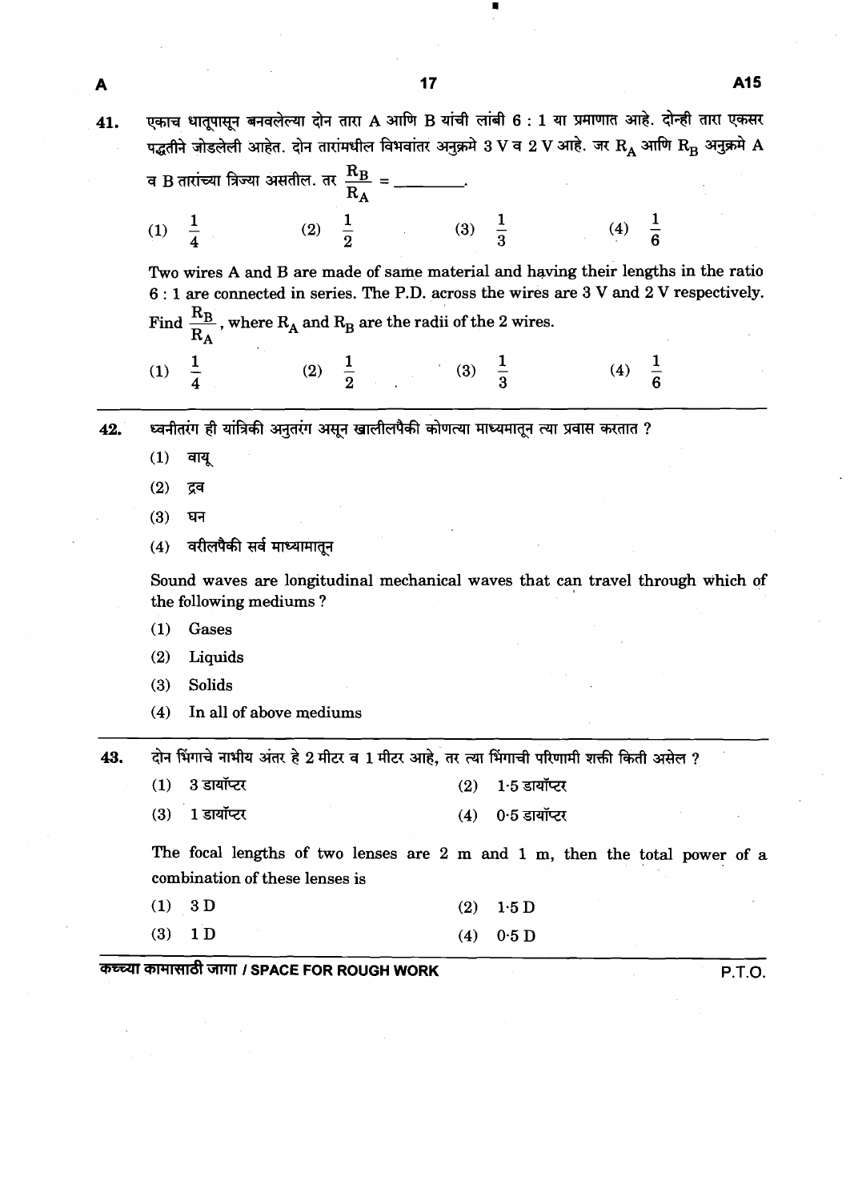41. एकाच धातूपासून बनवलेल्या दोन तारा A आणि B यांची लांबी 6 : 1 या प्रमाणात आहे. दोन्ही तारा एकसर पद्धतीने जोडलेली आहेत. दोन तारांमधील विभवांतर अनुक्रमे 3 V व 2 V आहे. जर $R_A$ आणि $R_B$ अनुक्रमे A व B तारांच्या त्रिज्या असतील. तर $\frac{R_B}{R_A}$ = ________.

(1) $\frac{1}{4}$ (2) $\frac{1}{2}$ (3) $\frac{1}{3}$ (4) $\frac{1}{6}$

Two wires A and B are made of same material and having their lengths in the ratio 6 : 1 are connected in series. The P.D. across the wires are 3 V and 2 V respectively. Find $\frac{R_B}{R_A}$, where $R_A$ and $R_B$ are the radii of the 2 wires.

(1) $\frac{1}{4}$ (2) $\frac{1}{2}$ (3) $\frac{1}{3}$ (4) $\frac{1}{6}$

---

42. ध्वनीतरंग ही यांत्रिकी अनुतरंग असून खालीलपैकी कोणत्या माध्यमातून त्या प्रवास करतात ?

(1) वायू

(2) द्रव

(3) घन

(4) वरीलपैकी सर्व माध्यामातून

Sound waves are longitudinal mechanical waves that can travel through which of the following mediums ?

(1) Gases

(2) Liquids

(3) Solids

(4) In all of above mediums

---

43. दोन भिंगाचे नाभीय अंतर हे 2 मीटर व 1 मीटर आहे, तर त्या भिंगाची परिणामी शक्ती किती असेल ?

(1) 3 डायॉप्टर (2) 1·5 डायॉप्टर

(3) 1 डायॉप्टर (4) 0·5 डायॉप्टर

The focal lengths of two lenses are 2 m and 1 m, then the total power of a combination of these lenses is

(1) 3 D (2) 1·5 D

(3) 1 D (4) 0·5 D

कच्च्या कामासाठी जागा / SPACE FOR ROUGH WORK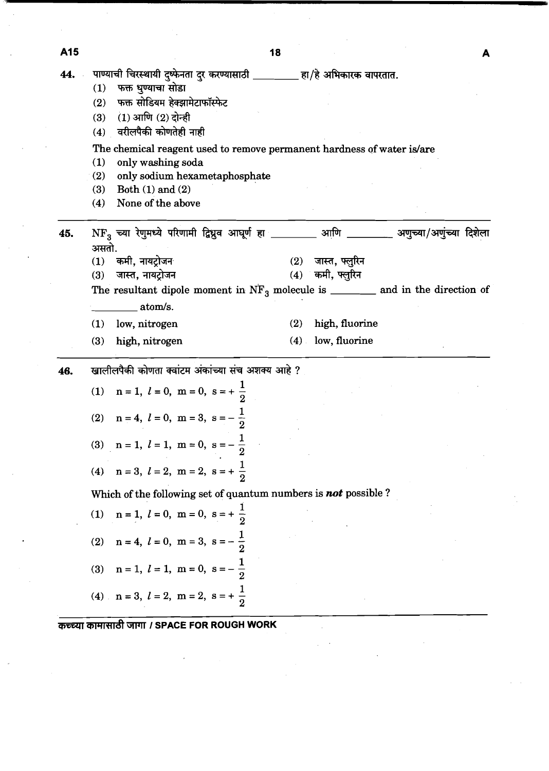44. पाण्याची चिरस्थायी दुष्फेनता दुर करण्यासाठी \_\_\_\_\_\_\_\_ हा/हे अभिकारक वापरतात.

(1) फक्त धुण्याचा सोडा
(2) फक्त सोडियम हेक्झामेटाफॉस्फेट
(3) (1) आणि (2) दोन्ही
(4) वरीलपैकी कोणतेही नाही

The chemical reagent used to remove permanent hardness of water is/are

(1) only washing soda
(2) only sodium hexametaphosphate
(3) Both (1) and (2)
(4) None of the above

---

45. $NF_3$ च्या रेणुमध्ये परिणामी द्विध्रुव आघूर्ण हा \_\_\_\_\_\_\_\_ आणि \_\_\_\_\_\_\_\_ अणुच्या/अणुंच्या दिशेला असतो.

(1) कमी, नायट्रोजन
(2) जास्त, फ्लुरिन
(3) जास्त, नायट्रोजन
(4) कमी, फ्लुरिन

The resultant dipole moment in $NF_3$ molecule is \_\_\_\_\_\_\_\_ and in the direction of \_\_\_\_\_\_\_\_ atom/s.

(1) low, nitrogen
(2) high, fluorine
(3) high, nitrogen
(4) low, fluorine

---

46. खालीलपैकी कोणता क्वांटम अंकांच्या संच अशक्य आहे ?

(1) $n = 1,\ l = 0,\ m = 0,\ s = +\frac{1}{2}$
(2) $n = 4,\ l = 0,\ m = 3,\ s = -\frac{1}{2}$
(3) $n = 1,\ l = 1,\ m = 0,\ s = -\frac{1}{2}$
(4) $n = 3,\ l = 2,\ m = 2,\ s = +\frac{1}{2}$

Which of the following set of quantum numbers is ***not*** possible ?

(1) $n = 1,\ l = 0,\ m = 0,\ s = +\frac{1}{2}$
(2) $n = 4,\ l = 0,\ m = 3,\ s = -\frac{1}{2}$
(3) $n = 1,\ l = 1,\ m = 0,\ s = -\frac{1}{2}$
(4) $n = 3,\ l = 2,\ m = 2,\ s = +\frac{1}{2}$

कच्च्या कामासाठी जागा / SPACE FOR ROUGH WORK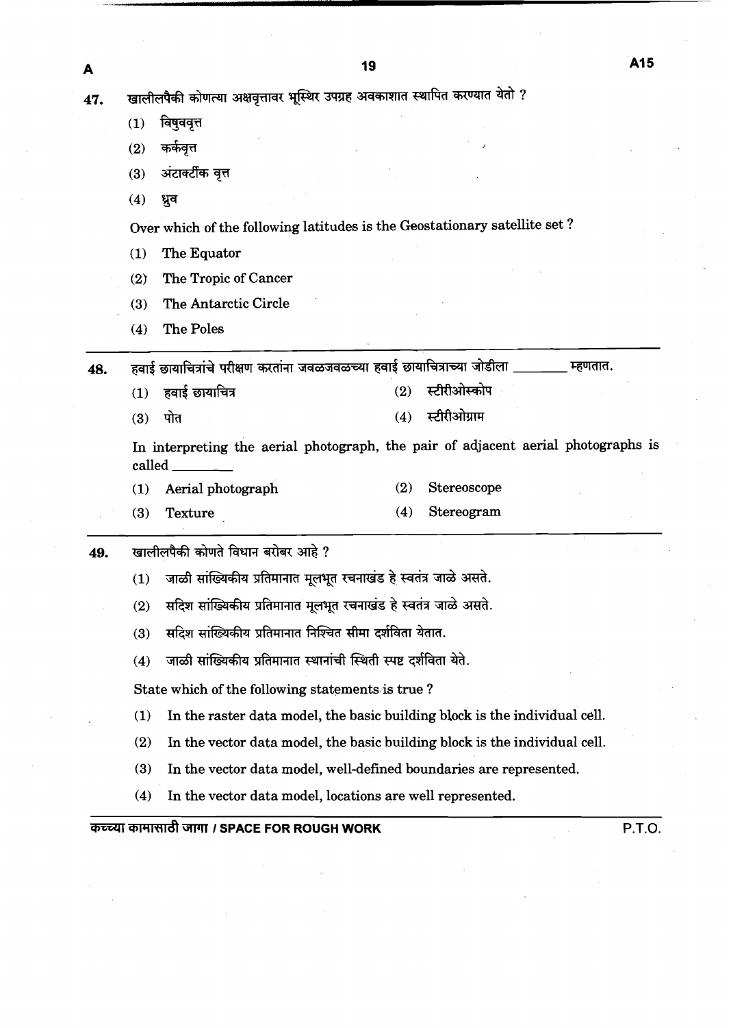47. खालीलपैकी कोणत्या अक्षवृत्तावर भूस्थिर उपग्रह अवकाशात स्थापित करण्यात येतो ?

(1) विषुववृत्त

(2) कर्कवृत्त

(3) अंटार्क्टीक वृत्त

(4) ध्रुव

Over which of the following latitudes is the Geostationary satellite set ?

(1) The Equator

(2) The Tropic of Cancer

(3) The Antarctic Circle

(4) The Poles

---

48. हवाई छायाचित्रांचे परीक्षण करतांना जवळजवळच्या हवाई छायाचित्राच्या जोडीला ________ म्हणतात.

(1) हवाई छायाचित्र

(2) स्टीरीओस्कोप

(3) पोत

(4) स्टीरीओग्राम

In interpreting the aerial photograph, the pair of adjacent aerial photographs is called ________

(1) Aerial photograph

(2) Stereoscope

(3) Texture

(4) Stereogram

---

49. खालीलपैकी कोणते विधान बरोबर आहे ?

(1) जाळी सांख्यिकीय प्रतिमानात मूलभूत रचनाखंड हे स्वतंत्र जाळे असते.

(2) सदिश सांख्यिकीय प्रतिमानात मूलभूत रचनाखंड हे स्वतंत्र जाळे असते.

(3) सदिश सांख्यिकीय प्रतिमानात निश्चित सीमा दर्शविता येतात.

(4) जाळी सांख्यिकीय प्रतिमानात स्थानांची स्थिती स्पष्ट दर्शविता येते.

State which of the following statements is true ?

(1) In the raster data model, the basic building block is the individual cell.

(2) In the vector data model, the basic building block is the individual cell.

(3) In the vector data model, well-defined boundaries are represented.

(4) In the vector data model, locations are well represented.

कच्च्या कामासाठी जागा / SPACE FOR ROUGH WORK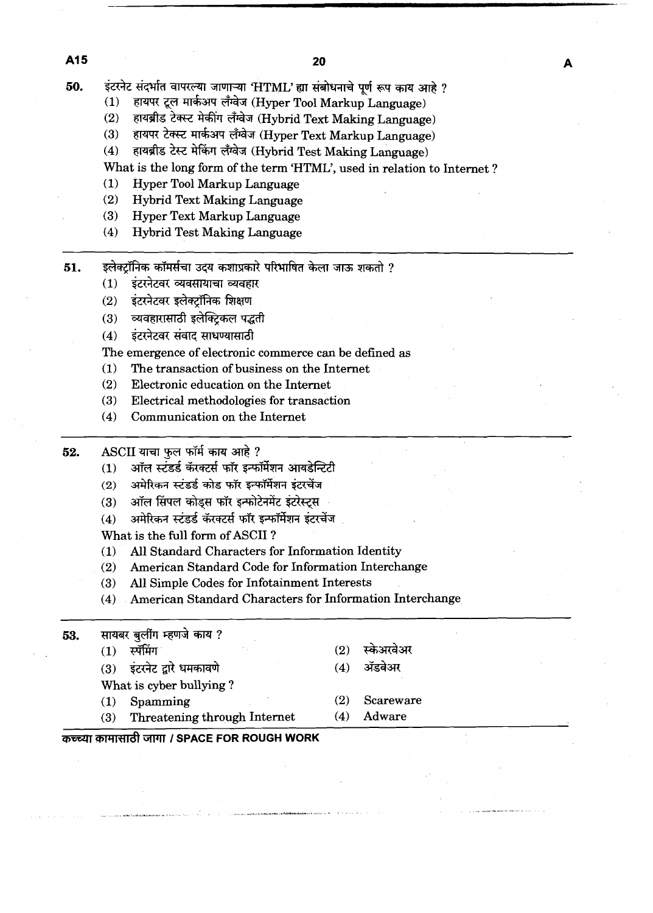50. इंटरनेट संदर्भात वापरल्या जाणाऱ्या 'HTML' ह्या संबोधनाचे पूर्ण रूप काय आहे ?
   (1) हायपर टूल मार्कअप लँग्वेज (Hyper Tool Markup Language)
   (2) हायब्रीड टेक्स्ट मेकींग लँग्वेज (Hybrid Text Making Language)
   (3) हायपर टेक्स्ट मार्कअप लँग्वेज (Hyper Text Markup Language)
   (4) हायब्रीड टेस्ट मेकिंग लँग्वेज (Hybrid Test Making Language)

   What is the long form of the term 'HTML', used in relation to Internet ?
   (1) Hyper Tool Markup Language
   (2) Hybrid Text Making Language
   (3) Hyper Text Markup Language
   (4) Hybrid Test Making Language

---

51. इलेक्ट्रॉनिक कॉमर्सचा उदय कशाप्रकारे परिभाषित केला जाऊ शकतो ?
   (1) इंटरनेटवर व्यवसायाचा व्यवहार
   (2) इंटरनेटवर इलेक्ट्रॉनिक शिक्षण
   (3) व्यवहारासाठी इलेक्ट्रिकल पद्धती
   (4) इंटरनेटवर संवाद साधण्यासाठी

   The emergence of electronic commerce can be defined as
   (1) The transaction of business on the Internet
   (2) Electronic education on the Internet
   (3) Electrical methodologies for transaction
   (4) Communication on the Internet

---

52. ASCII याचा फुल फॉर्म काय आहे ?
   (1) ऑल स्टंडर्ड कॅरक्टर्स फॉर इन्फॉर्मेशन आयडेन्टिटी
   (2) अमेरिकन स्टंडर्ड कोड फॉर इन्फॉर्मेशन इंटरचेंज
   (3) ऑल सिंपल कोड्स फॉर इन्फोटेनमेंट इंटरेस्ट्स
   (4) अमेरिकन स्टंडर्ड कॅरक्टर्स फॉर इन्फॉर्मेशन इंटरचेंज

   What is the full form of ASCII ?
   (1) All Standard Characters for Information Identity
   (2) American Standard Code for Information Interchange
   (3) All Simple Codes for Infotainment Interests
   (4) American Standard Characters for Information Interchange

---

53. सायबर बुलींग म्हणजे काय ?
   (1) स्पॅमिंग
   (2) स्केअरवेअर
   (3) इंटरनेट द्वारे धमकावणे
   (4) ॲडवेअर

   What is cyber bullying ?
   (1) Spamming
   (2) Scareware
   (3) Threatening through Internet
   (4) Adware

---

कच्च्या कामासाठी जागा / SPACE FOR ROUGH WORK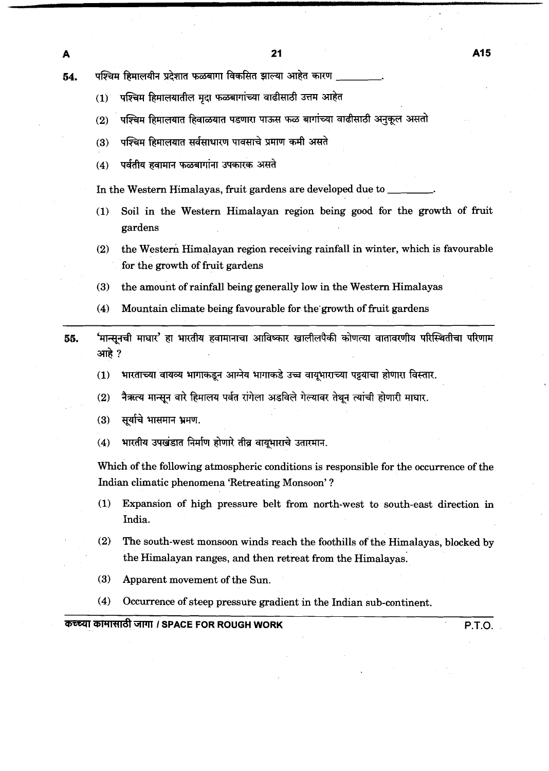54. पश्चिम हिमालयीन प्रदेशात फळबागा विकसित झाल्या आहेत कारण ________.

(1) पश्चिम हिमालयातील मृदा फळबागांच्या वाढीसाठी उत्तम आहेत

(2) पश्चिम हिमालयात हिवाळ्यात पडणारा पाऊस फळ बागांच्या वाढीसाठी अनुकूल असतो

(3) पश्चिम हिमालयात सर्वसाधारण पावसाचे प्रमाण कमी असते

(4) पर्वतीय हवामान फळबागांना उपकारक असते

In the Western Himalayas, fruit gardens are developed due to ________.

(1) Soil in the Western Himalayan region being good for the growth of fruit gardens

(2) the Western Himalayan region receiving rainfall in winter, which is favourable for the growth of fruit gardens

(3) the amount of rainfall being generally low in the Western Himalayas

(4) Mountain climate being favourable for the growth of fruit gardens

---

55. 'मान्सूनची माघार' हा भारतीय हवामानाचा आविष्कार खालीलपैकी कोणत्या वातावरणीय परिस्थितीचा परिणाम आहे ?

(1) भारताच्या वायव्य भागाकडून आग्नेय भागाकडे उच्च वायूभाराच्या पट्ट्याचा होणारा विस्तार.

(2) नैऋत्य मान्सून वारे हिमालय पर्वत रांगेला अडविले गेल्यावर तेथून त्यांची होणारी माघार.

(3) सूर्याचे भासमान भ्रमण.

(4) भारतीय उपखंडात निर्माण होणारे तीव्र वायूभाराचे उतारमान.

Which of the following atmospheric conditions is responsible for the occurrence of the Indian climatic phenomena 'Retreating Monsoon' ?

(1) Expansion of high pressure belt from north-west to south-east direction in India.

(2) The south-west monsoon winds reach the foothills of the Himalayas, blocked by the Himalayan ranges, and then retreat from the Himalayas.

(3) Apparent movement of the Sun.

(4) Occurrence of steep pressure gradient in the Indian sub-continent.

कच्च्या कामासाठी जागा / SPACE FOR ROUGH WORK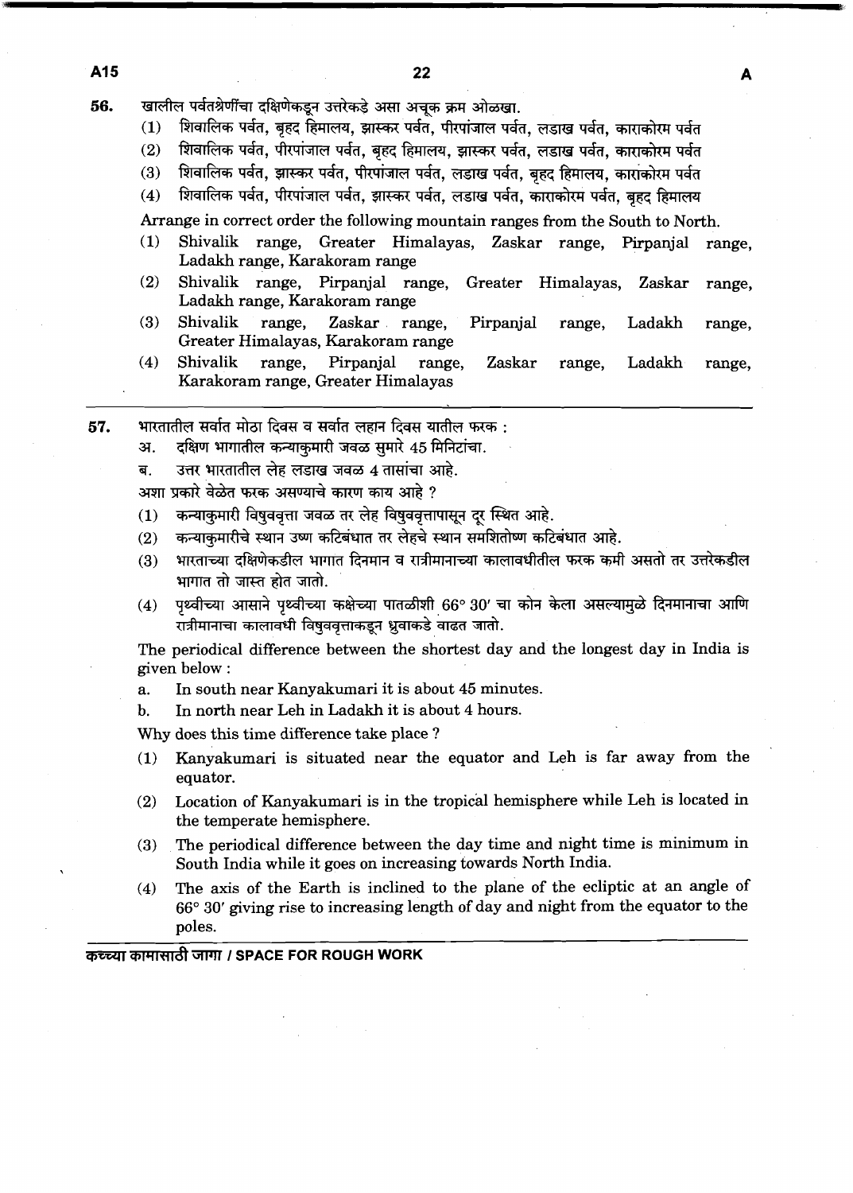56. खालील पर्वतश्रेणींचा दक्षिणेकडून उत्तरेकडे असा अचूक क्रम ओळखा.

(1) शिवालिक पर्वत, बृहद हिमालय, झास्कर पर्वत, पीरपांजाल पर्वत, लडाख पर्वत, काराकोरम पर्वत

(2) शिवालिक पर्वत, पीरपांजाल पर्वत, बृहद हिमालय, झास्कर पर्वत, लडाख पर्वत, काराकोरम पर्वत

(3) शिवालिक पर्वत, झास्कर पर्वत, पीरपांजाल पर्वत, लडाख पर्वत, बृहद हिमालय, काराकोरम पर्वत

(4) शिवालिक पर्वत, पीरपांजाल पर्वत, झास्कर पर्वत, लडाख पर्वत, काराकोरम पर्वत, बृहद हिमालय

Arrange in correct order the following mountain ranges from the South to North.

(1) Shivalik range, Greater Himalayas, Zaskar range, Pirpanjal range, Ladakh range, Karakoram range

(2) Shivalik range, Pirpanjal range, Greater Himalayas, Zaskar range, Ladakh range, Karakoram range

(3) Shivalik range, Zaskar range, Pirpanjal range, Ladakh range, Greater Himalayas, Karakoram range

(4) Shivalik range, Pirpanjal range, Zaskar range, Ladakh range, Karakoram range, Greater Himalayas

---

57. भारतातील सर्वात मोठा दिवस व सर्वात लहान दिवस यातील फरक :

अ. दक्षिण भागातील कन्याकुमारी जवळ सुमारे 45 मिनिटांचा.

ब. उत्तर भारतातील लेह लडाख जवळ 4 तासांचा आहे.

अशा प्रकारे वेळेत फरक असण्याचे कारण काय आहे ?

(1) कन्याकुमारी विषुववृत्ता जवळ तर लेह विषुववृत्तापासून दूर स्थित आहे.

(2) कन्याकुमारीचे स्थान उष्ण कटिबंधात तर लेहचे स्थान समशितोष्ण कटिबंधात आहे.

(3) भारताच्या दक्षिणेकडील भागात दिनमान व रात्रीमानाच्या कालावधीतील फरक कमी असतो तर उत्तरेकडील भागात तो जास्त होत जातो.

(4) पृथ्वीच्या आसाने पृथ्वीच्या कक्षेच्या पातळीशी 66° 30′ चा कोन केला असल्यामुळे दिनमानाचा आणि रात्रीमानाचा कालावधी विषुववृत्ताकडून ध्रुवाकडे वाढत जातो.

The periodical difference between the shortest day and the longest day in India is given below :

a. In south near Kanyakumari it is about 45 minutes.

b. In north near Leh in Ladakh it is about 4 hours.

Why does this time difference take place ?

(1) Kanyakumari is situated near the equator and Leh is far away from the equator.

(2) Location of Kanyakumari is in the tropical hemisphere while Leh is located in the temperate hemisphere.

(3) The periodical difference between the day time and night time is minimum in South India while it goes on increasing towards North India.

(4) The axis of the Earth is inclined to the plane of the ecliptic at an angle of 66° 30′ giving rise to increasing length of day and night from the equator to the poles.

कच्च्या कामासाठी जागा / SPACE FOR ROUGH WORK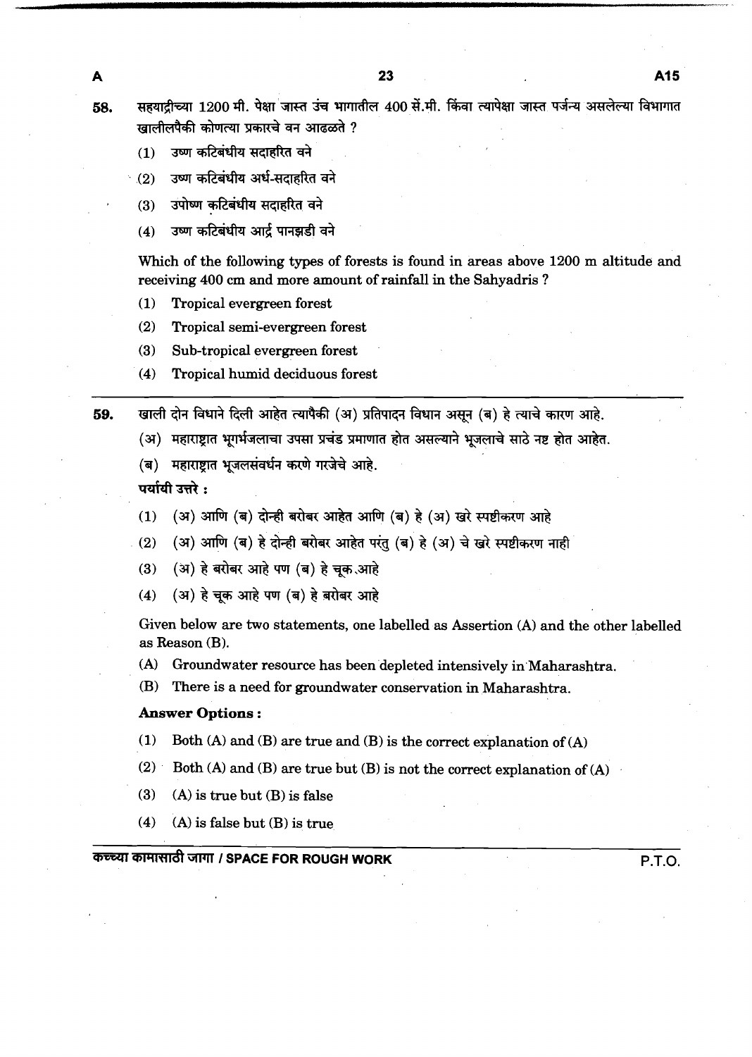58. सहयाद्रीच्या 1200 मी. पेक्षा जास्त उंच भागातील 400 सें.मी. किंवा त्यापेक्षा जास्त पर्जन्य असलेल्या विभागात खालीलपैकी कोणत्या प्रकारचे वन आढळते ?

(1) उष्ण कटिबंधीय सदाहरित वने

(2) उष्ण कटिबंधीय अर्ध-सदाहरित वने

(3) उपोष्ण कटिबंधीय सदाहरित वने

(4) उष्ण कटिबंधीय आर्द्र पानझडी वने

Which of the following types of forests is found in areas above 1200 m altitude and receiving 400 cm and more amount of rainfall in the Sahyadris ?

(1) Tropical evergreen forest

(2) Tropical semi-evergreen forest

(3) Sub-tropical evergreen forest

(4) Tropical humid deciduous forest

---

59. खाली दोन विधाने दिली आहेत त्यापैकी (अ) प्रतिपादन विधान असून (ब) हे त्याचे कारण आहे.

(अ) महाराष्ट्रात भूगर्भजलाचा उपसा प्रचंड प्रमाणात होत असल्याने भूजलाचे साठे नष्ट होत आहेत.

(ब) महाराष्ट्रात भूजलसंवर्धन करणे गरजेचे आहे.

**पर्यायी उत्तरे :**

(1) (अ) आणि (ब) दोन्ही बरोबर आहेत आणि (ब) हे (अ) खरे स्पष्टीकरण आहे

(2) (अ) आणि (ब) हे दोन्ही बरोबर आहेत परंतु (ब) हे (अ) चे खरे स्पष्टीकरण नाही

(3) (अ) हे बरोबर आहे पण (ब) हे चूक आहे

(4) (अ) हे चूक आहे पण (ब) हे बरोबर आहे

Given below are two statements, one labelled as Assertion (A) and the other labelled as Reason (B).

(A) Groundwater resource has been depleted intensively in Maharashtra.

(B) There is a need for groundwater conservation in Maharashtra.

**Answer Options :**

(1) Both (A) and (B) are true and (B) is the correct explanation of (A)

(2) Both (A) and (B) are true but (B) is not the correct explanation of (A)

(3) (A) is true but (B) is false

(4) (A) is false but (B) is true

कच्च्या कामासाठी जागा / SPACE FOR ROUGH WORK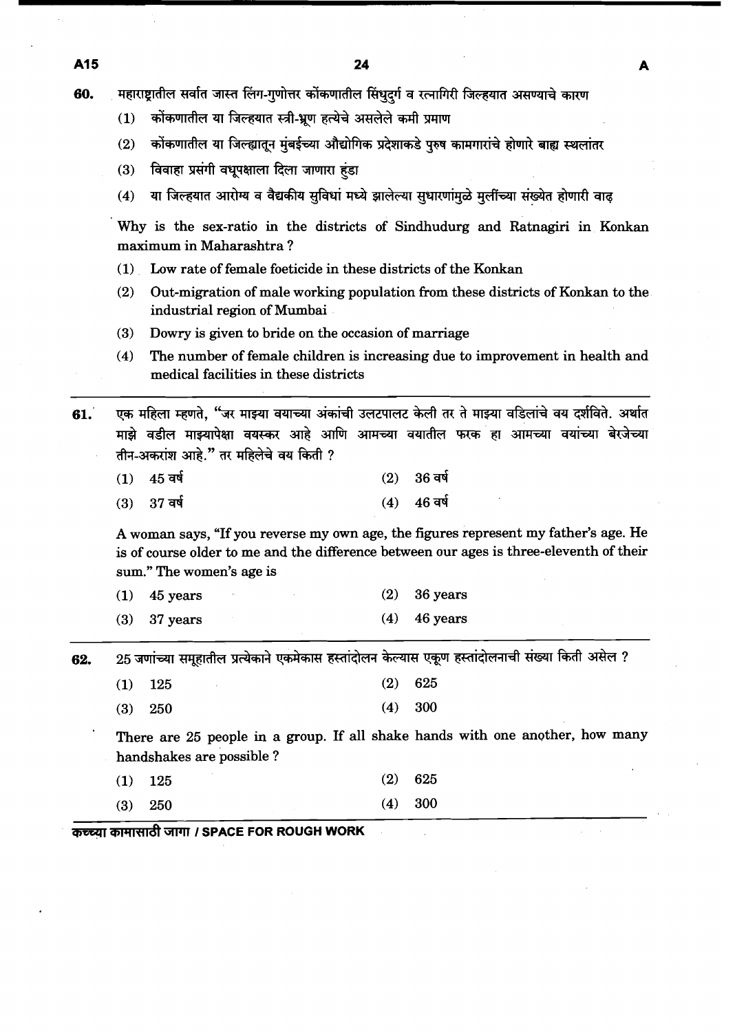60. महाराष्ट्रातील सर्वात जास्त लिंग-गुणोत्तर कोंकणातील सिंधुदुर्ग व रत्नागिरी जिल्हयात असण्याचे कारण

(1) कोंकणातील या जिल्हयात स्त्री-भ्रूण हत्येचे असलेले कमी प्रमाण

(2) कोंकणातील या जिल्ह्यातून मुंबईच्या औद्योगिक प्रदेशाकडे पुरुष कामगारांचे होणारे बाह्य स्थलांतर

(3) विवाहा प्रसंगी वधूपक्षाला दिला जाणारा हुंडा

(4) या जिल्हयात आरोग्य व वैद्यकीय सुविधां मध्ये झालेल्या सुधारणांमुळे मुलींच्या संख्येत होणारी वाढ

Why is the sex-ratio in the districts of Sindhudurg and Ratnagiri in Konkan maximum in Maharashtra ?

(1) Low rate of female foeticide in these districts of the Konkan

(2) Out-migration of male working population from these districts of Konkan to the industrial region of Mumbai

(3) Dowry is given to bride on the occasion of marriage

(4) The number of female children is increasing due to improvement in health and medical facilities in these districts

---

61. एक महिला म्हणते, "जर माझ्या वयाच्या अंकांची उलटपालट केली तर ते माझ्या वडिलांचे वय दर्शविते. अर्थात माझे वडील माझ्यापेक्षा वयस्कर आहे आणि आमच्या वयातील फरक हा आमच्या वयांच्या बेरजेच्या तीन-अकरांश आहे." तर महिलेचे वय किती ?

(1) 45 वर्ष (2) 36 वर्ष

(3) 37 वर्ष (4) 46 वर्ष

A woman says, "If you reverse my own age, the figures represent my father's age. He is of course older to me and the difference between our ages is three-eleventh of their sum." The women's age is

(1) 45 years (2) 36 years

(3) 37 years (4) 46 years

---

62. 25 जणांच्या समूहातील प्रत्येकाने एकमेकास हस्तांदोलन केल्यास एकूण हस्तांदोलनाची संख्या किती असेल ?

(1) 125 (2) 625

(3) 250 (4) 300

There are 25 people in a group. If all shake hands with one another, how many handshakes are possible ?

(1) 125 (2) 625

(3) 250 (4) 300

कच्च्या कामासाठी जागा / SPACE FOR ROUGH WORK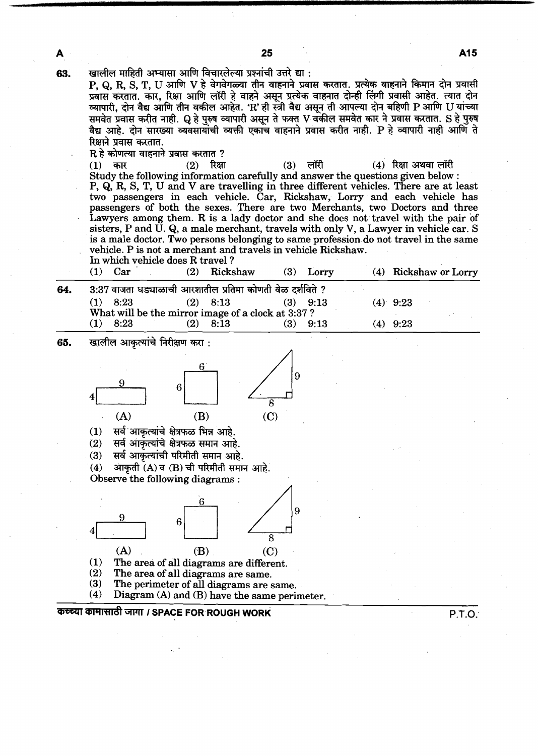63. खालील माहिती अभ्यासा आणि विचारलेल्या प्रश्नांची उत्तरे द्या :

P, Q, R, S, T, U आणि V हे वेगवेगळ्या तीन वाहनाने प्रवास करतात. प्रत्येक वाहनाने किमान दोन प्रवासी प्रवास करतात. कार, रिक्षा आणि लॉरी हे वाहने असून प्रत्येक वाहनात दोन्ही लिंगी प्रवासी आहेत. त्यात दोन व्यापारी, दोन वैद्य आणि तीन वकील आहेत. 'R' ही स्त्री वैद्य असून ती आपल्या दोन बहिणी P आणि U यांच्या समवेत प्रवास करीत नाही. Q हे पुरुष व्यापारी असून ते फक्त V वकील समवेत कार ने प्रवास करतात. S हे पुरुष वैद्य आहे. दोन सारख्या व्यवसायांची व्यक्ती एकाच वाहनाने प्रवास करीत नाही. P हे व्यापारी नाही आणि ते रिक्षाने प्रवास करतात.

R हे कोणत्या वाहनाने प्रवास करतात ?

(1) कार (2) रिक्षा (3) लॉरी (4) रिक्षा अथवा लॉरी

Study the following information carefully and answer the questions given below :

P, Q, R, S, T, U and V are travelling in three different vehicles. There are at least two passengers in each vehicle. Car, Rickshaw, Lorry and each vehicle has passengers of both the sexes. There are two Merchants, two Doctors and three Lawyers among them. R is a lady doctor and she does not travel with the pair of sisters, P and U. Q, a male merchant, travels with only V, a Lawyer in vehicle car. S is a male doctor. Two persons belonging to same profession do not travel in the same vehicle. P is not a merchant and travels in vehicle Rickshaw.

In which vehicle does R travel ?

(1) Car (2) Rickshaw (3) Lorry (4) Rickshaw or Lorry

64. 3:37 वाजता घड्याळाची आरशातील प्रतिमा कोणती वेळ दर्शविते ?

(1) 8:23 (2) 8:13 (3) 9:13 (4) 9:23

What will be the mirror image of a clock at 3:37 ?

(1) 8:23 (2) 8:13 (3) 9:13 (4) 9:23

65. खालील आकृत्यांचे निरीक्षण करा :

(A) Rectangle with sides 9 and 4 (B) Square with sides 6 and 6 (C) Right triangle with sides 9 and 8

(1) सर्व आकृत्यांचे क्षेत्रफळ भिन्न आहे.
(2) सर्व आकृत्यांचे क्षेत्रफळ समान आहे.
(3) सर्व आकृत्यांची परिमीती समान आहे.
(4) आकृती (A) व (B) ची परिमीती समान आहे.

Observe the following diagrams :

(A) Rectangle with sides 9 and 4 (B) Square with sides 6 and 6 (C) Right triangle with sides 9 and 8

(1) The area of all diagrams are different.
(2) The area of all diagrams are same.
(3) The perimeter of all diagrams are same.
(4) Diagram (A) and (B) have the same perimeter.

कच्च्या कामासाठी जागा / SPACE FOR ROUGH WORK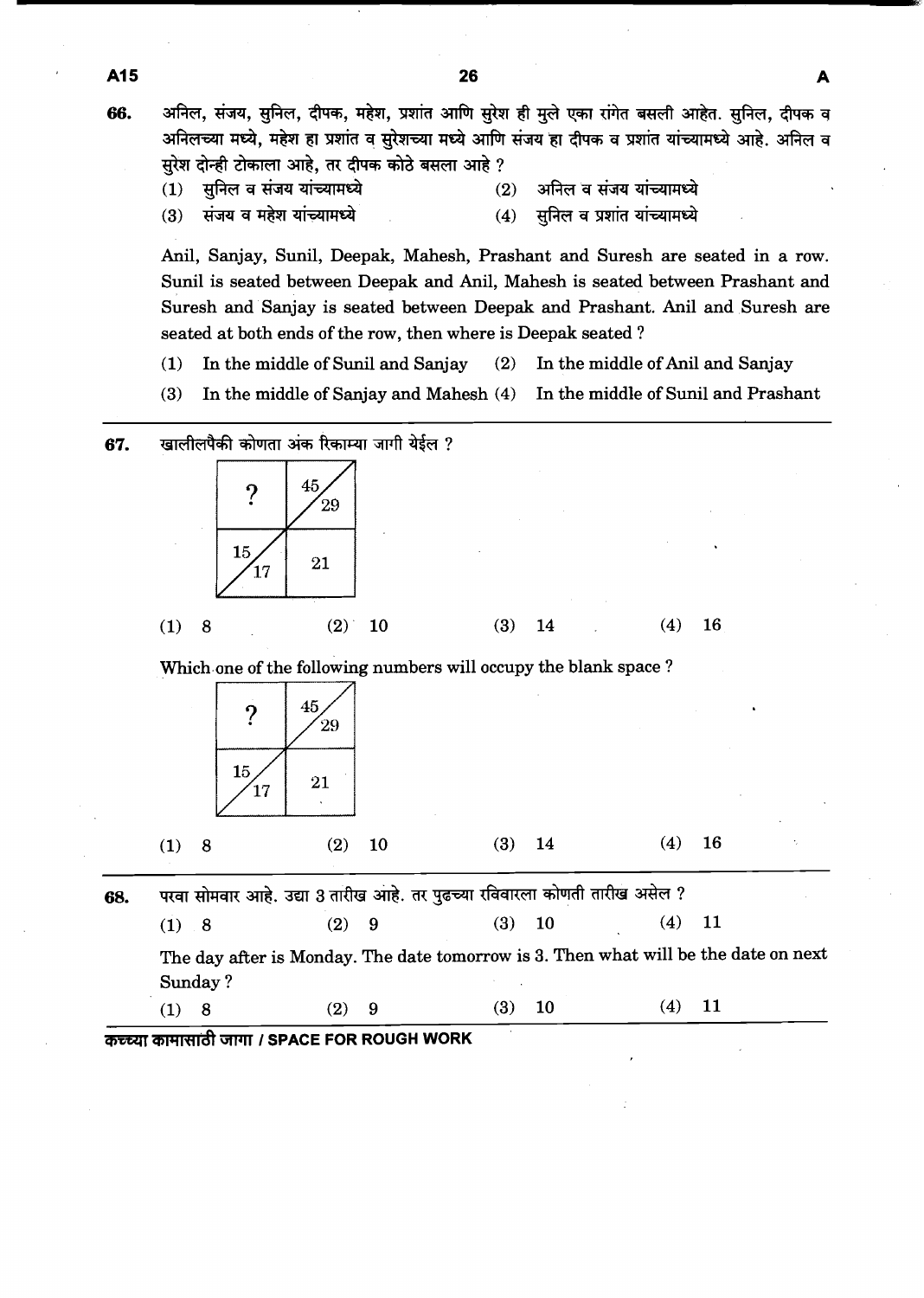66. अनिल, संजय, सुनिल, दीपक, महेश, प्रशांत आणि सुरेश ही मुले एका रांगेत बसली आहेत. सुनिल, दीपक व अनिलच्या मध्ये, महेश हा प्रशांत व सुरेशच्या मध्ये आणि संजय हा दीपक व प्रशांत यांच्यामध्ये आहे. अनिल व सुरेश दोन्ही टोकाला आहे, तर दीपक कोठे बसला आहे ?

(1) सुनिल व संजय यांच्यामध्ये (2) अनिल व संजय यांच्यामध्ये

(3) संजय व महेश यांच्यामध्ये (4) सुनिल व प्रशांत यांच्यामध्ये

Anil, Sanjay, Sunil, Deepak, Mahesh, Prashant and Suresh are seated in a row. Sunil is seated between Deepak and Anil, Mahesh is seated between Prashant and Suresh and Sanjay is seated between Deepak and Prashant. Anil and Suresh are seated at both ends of the row, then where is Deepak seated ?

(1) In the middle of Sunil and Sanjay (2) In the middle of Anil and Sanjay

(3) In the middle of Sanjay and Mahesh (4) In the middle of Sunil and Prashant

---

67. खालीलपैकी कोणता अंक रिकाम्या जागी येईल ?

| ? | 45 / 29 |
|---|---|
| 15 / 17 | 21 |

(1) 8 (2) 10 (3) 14 (4) 16

Which one of the following numbers will occupy the blank space ?

| ? | 45 / 29 |
|---|---|
| 15 / 17 | 21 |

(1) 8 (2) 10 (3) 14 (4) 16

---

68. परवा सोमवार आहे. उद्या 3 तारीख आहे. तर पुढच्या रविवारला कोणती तारीख असेल ?

(1) 8 (2) 9 (3) 10 (4) 11

The day after is Monday. The date tomorrow is 3. Then what will be the date on next Sunday ?

(1) 8 (2) 9 (3) 10 (4) 11

कच्च्या कामासाठी जागा / SPACE FOR ROUGH WORK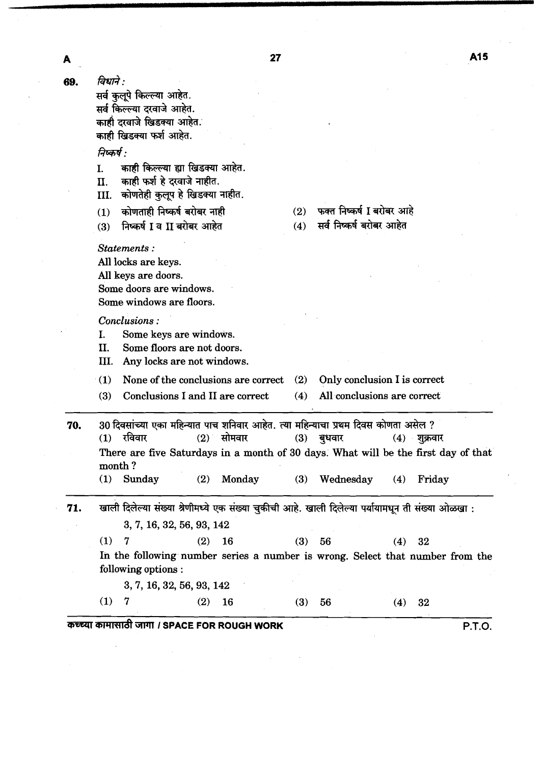**69.** *विधाने :*

सर्व कुलूपे किल्ल्या आहेत.
सर्व किल्ल्या दरवाजे आहेत.
काही दरवाजे खिडक्या आहेत.
काही खिडक्या फर्श आहेत.

*निष्कर्ष :*

I. काही किल्ल्या ह्या खिडक्या आहेत.
II. काही फर्श हे दरवाजे नाहीत.
III. कोणतेही कुलूप हे खिडक्या नाहीत.

(1) कोणताही निष्कर्ष बरोबर नाही
(2) फक्त निष्कर्ष I बरोबर आहे
(3) निष्कर्ष I व II बरोबर आहेत
(4) सर्व निष्कर्ष बरोबर आहेत

*Statements :*

All locks are keys.
All keys are doors.
Some doors are windows.
Some windows are floors.

*Conclusions :*

I. Some keys are windows.
II. Some floors are not doors.
III. Any locks are not windows.

(1) None of the conclusions are correct
(2) Only conclusion I is correct
(3) Conclusions I and II are correct
(4) All conclusions are correct

---

**70.** 30 दिवसांच्या एका महिन्यात पाच शनिवार आहेत. त्या महिन्याचा प्रथम दिवस कोणता असेल ?

(1) रविवार (2) सोमवार (3) बुधवार (4) शुक्रवार

There are five Saturdays in a month of 30 days. What will be the first day of that month ?

(1) Sunday (2) Monday (3) Wednesday (4) Friday

---

**71.** खाली दिलेल्या संख्या श्रेणीमध्ये एक संख्या चुकीची आहे. खाली दिलेल्या पर्यायामधून ती संख्या ओळखा :

3, 7, 16, 32, 56, 93, 142

(1) 7 (2) 16 (3) 56 (4) 32

In the following number series a number is wrong. Select that number from the following options :

3, 7, 16, 32, 56, 93, 142

(1) 7 (2) 16 (3) 56 (4) 32

कच्च्या कामासाठी जागा / SPACE FOR ROUGH WORK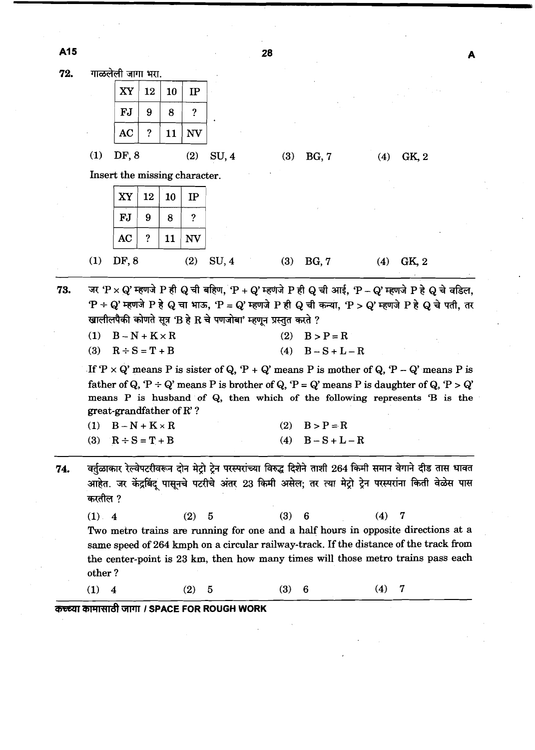72. गाळलेली जागा भरा.

| XY | 12 | 10 | IP |
|---|---|---|---|
| FJ | 9 | 8 | ? |
| AC | ? | 11 | NV |

(1) DF, 8 (2) SU, 4 (3) BG, 7 (4) GK, 2

Insert the missing character.

| XY | 12 | 10 | IP |
|---|---|---|---|
| FJ | 9 | 8 | ? |
| AC | ? | 11 | NV |

(1) DF, 8 (2) SU, 4 (3) BG, 7 (4) GK, 2

73. जर 'P × Q' म्हणजे P ही Q ची बहिण, 'P + Q' म्हणजे P ही Q ची आई, 'P – Q' म्हणजे P हे Q चे वडिल, 'P ÷ Q' म्हणजे P हे Q चा भाऊ, 'P = Q' म्हणजे P ही Q ची कन्या, 'P > Q' म्हणजे P हे Q चे पती, तर खालीलपैकी कोणते सूत्र 'B हे R चे पणजोबा' म्हणून प्रस्तुत करते ?

(1) B – N + K × R (2) B > P = R

(3) R ÷ S = T + B (4) B – S + L – R

If 'P × Q' means P is sister of Q, 'P + Q' means P is mother of Q, 'P – Q' means P is father of Q, 'P ÷ Q' means P is brother of Q, 'P = Q' means P is daughter of Q, 'P > Q' means P is husband of Q, then which of the following represents 'B is the great-grandfather of R' ?

(1) B – N + K × R (2) B > P = R

(3) R ÷ S = T + B (4) B – S + L – R

74. वर्तुळाकार रेल्वेपटरीवरून दोन मेट्रो ट्रेन परस्परांच्या विरुद्ध दिशेने ताशी 264 किमी समान वेगाने दीड तास धावत आहेत. जर केंद्रबिंदू पासूनचे पटरीचे अंतर 23 किमी असेल; तर त्या मेट्रो ट्रेन परस्परांना किती वेळेस पास करतील ?

(1) 4 (2) 5 (3) 6 (4) 7

Two metro trains are running for one and a half hours in opposite directions at a same speed of 264 kmph on a circular railway-track. If the distance of the track from the center-point is 23 km, then how many times will those metro trains pass each other ?

(1) 4 (2) 5 (3) 6 (4) 7

कच्च्या कामासाठी जागा / SPACE FOR ROUGH WORK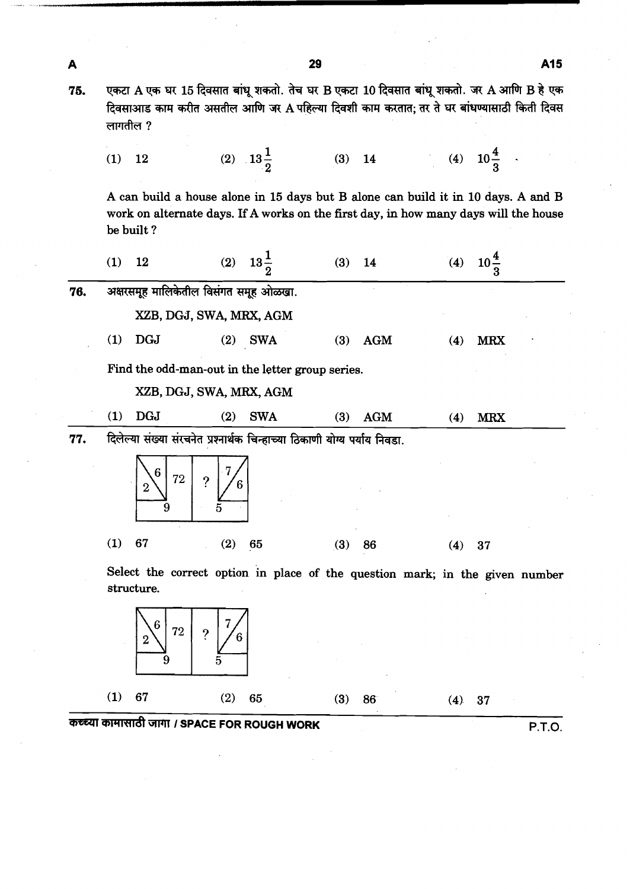**75.** एकटा A एक घर 15 दिवसात बांधू शकतो. तेच घर B एकटा 10 दिवसात बांधू शकतो. जर A आणि B हे एक दिवसाआड काम करीत असतील आणि जर A पहिल्या दिवशी काम करतात; तर ते घर बांधण्यासाठी किती दिवस लागतील ?

(1) 12 (2) $13\frac{1}{2}$ (3) 14 (4) $10\frac{4}{3}$

A can build a house alone in 15 days but B alone can build it in 10 days. A and B work on alternate days. If A works on the first day, in how many days will the house be built ?

(1) 12 (2) $13\frac{1}{2}$ (3) 14 (4) $10\frac{4}{3}$

---

**76.** अक्षरसमूह मालिकेतील विसंगत समूह ओळखा.

XZB, DGJ, SWA, MRX, AGM

(1) DGJ (2) SWA (3) AGM (4) MRX

Find the odd-man-out in the letter group series.

XZB, DGJ, SWA, MRX, AGM

(1) DGJ (2) SWA (3) AGM (4) MRX

---

**77.** दिलेल्या संख्या संरचनेत प्रश्नार्थक चिन्हाच्या ठिकाणी योग्य पर्याय निवडा.

| 2 \ 6 | 72 | ? | 7 / 6 |
|---|---|---|---|
| 9 | | 5 | |

(1) 67 (2) 65 (3) 86 (4) 37

Select the correct option in place of the question mark; in the given number structure.

| 2 \ 6 | 72 | ? | 7 / 6 |
|---|---|---|---|
| 9 | | 5 | |

(1) 67 (2) 65 (3) 86 (4) 37

कच्च्या कामासाठी जागा / SPACE FOR ROUGH WORK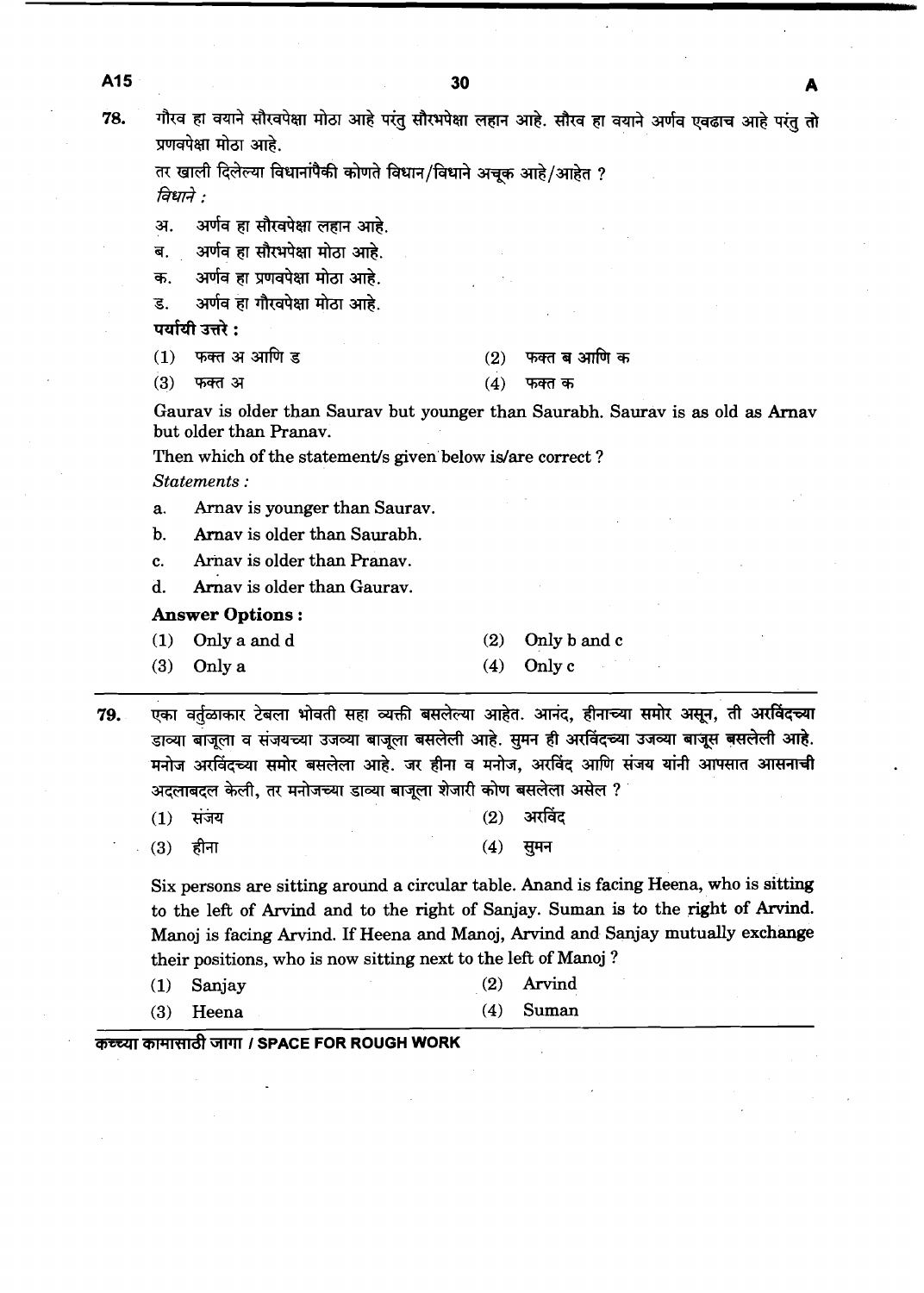78. गौरव हा वयाने सौरवपेक्षा मोठा आहे परंतु सौरभपेक्षा लहान आहे. सौरव हा वयाने अर्णव एवढाच आहे परंतु तो प्रणवपेक्षा मोठा आहे.

तर खाली दिलेल्या विधानांपैकी कोणते विधान/विधाने अचूक आहे/आहेत ?

*विधाने :*

अ. अर्णव हा सौरवपेक्षा लहान आहे.

ब. अर्णव हा सौरभपेक्षा मोठा आहे.

क. अर्णव हा प्रणवपेक्षा मोठा आहे.

ड. अर्णव हा गौरवपेक्षा मोठा आहे.

**पर्यायी उत्तरे :**

(1) फक्त अ आणि ड
(2) फक्त ब आणि क
(3) फक्त अ
(4) फक्त क

Gaurav is older than Saurav but younger than Saurabh. Saurav is as old as Arnav but older than Pranav.

Then which of the statement/s given below is/are correct ?

*Statements :*

a. Arnav is younger than Saurav.

b. Arnav is older than Saurabh.

c. Arnav is older than Pranav.

d. Arnav is older than Gaurav.

**Answer Options :**

(1) Only a and d
(2) Only b and c
(3) Only a
(4) Only c

79. एका वर्तुळाकार टेबला भोवती सहा व्यक्ती बसलेल्या आहेत. आनंद, हीनाच्या समोर असून, ती अरविंदच्या डाव्या बाजूला व संजयच्या उजव्या बाजूला बसलेली आहे. सुमन ही अरविंदच्या उजव्या बाजूस बसलेली आहे. मनोज अरविंदच्या समोर बसलेला आहे. जर हीना व मनोज, अरविंद आणि संजय यांनी आपसात आसनाची अदलाबदल केली, तर मनोजच्या डाव्या बाजूला शेजारी कोण बसलेला असेल ?

(1) संजय
(2) अरविंद
(3) हीना
(4) सुमन

Six persons are sitting around a circular table. Anand is facing Heena, who is sitting to the left of Arvind and to the right of Sanjay. Suman is to the right of Arvind. Manoj is facing Arvind. If Heena and Manoj, Arvind and Sanjay mutually exchange their positions, who is now sitting next to the left of Manoj ?

(1) Sanjay
(2) Arvind
(3) Heena
(4) Suman

कच्च्या कामासाठी जागा / SPACE FOR ROUGH WORK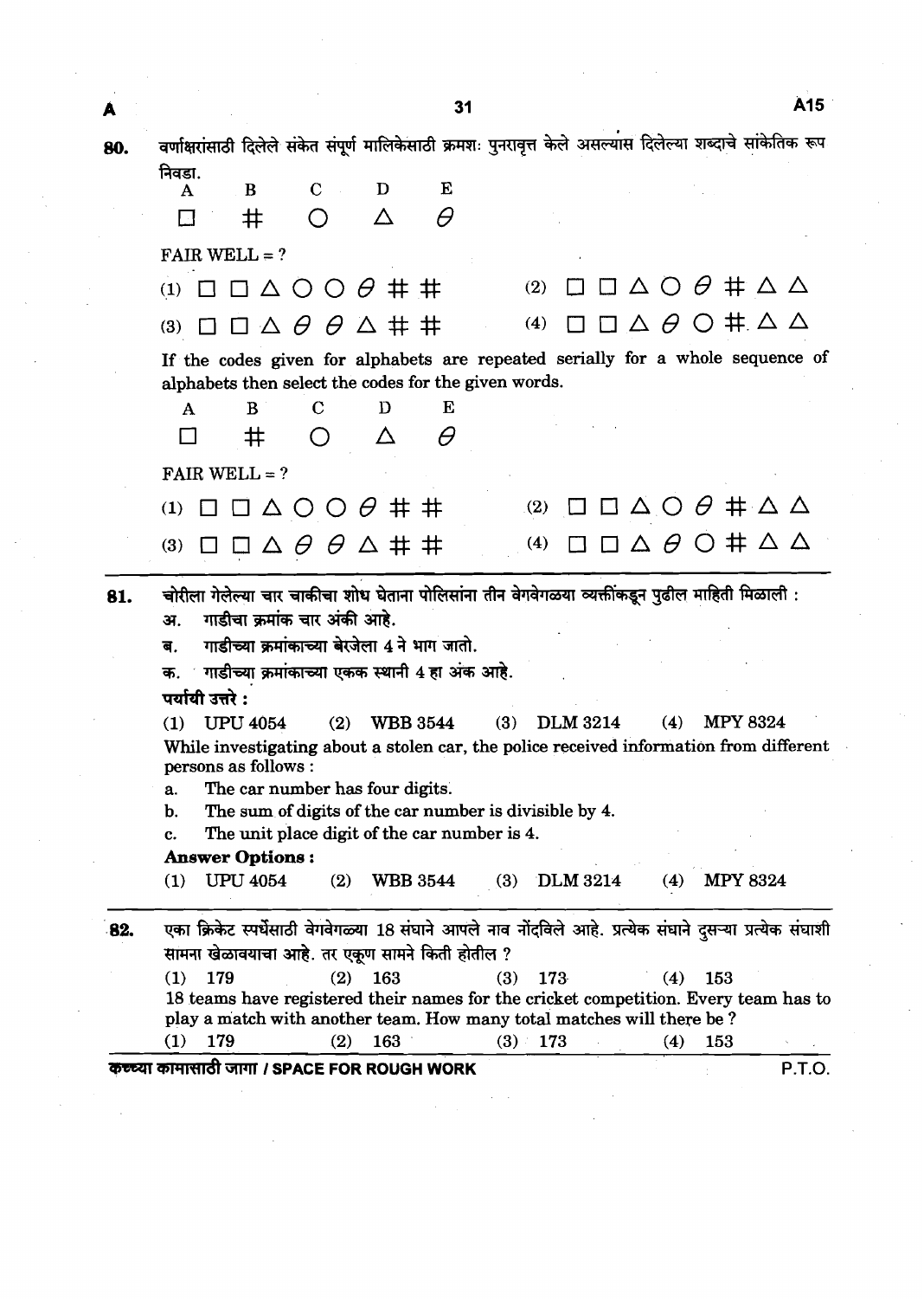**80.** वर्णाक्षरांसाठी दिलेले संकेत संपूर्ण मालिकेसाठी क्रमशः पुनरावृत्त केले असल्यास दिलेल्या शब्दाचे सांकेतिक रूप निवडा.

| A | B | C | D | E |
|---|---|---|---|---|
| □ | # | ○ | △ | $\theta$ |

FAIR WELL = ?

(1) □ □ △ ○ ○ $\theta$ # #
(2) □ □ △ ○ $\theta$ # △ △
(3) □ □ △ $\theta$ $\theta$ △ # #
(4) □ □ △ $\theta$ ○ # △ △

If the codes given for alphabets are repeated serially for a whole sequence of alphabets then select the codes for the given words.

| A | B | C | D | E |
|---|---|---|---|---|
| □ | # | ○ | △ | $\theta$ |

FAIR WELL = ?

(1) □ □ △ ○ ○ $\theta$ # #
(2) □ □ △ ○ $\theta$ # △ △
(3) □ □ △ $\theta$ $\theta$ △ # #
(4) □ □ △ $\theta$ ○ # △ △

---

**81.** चोरीला गेलेल्या चार चाकीचा शोध घेताना पोलिसांना तीन वेगवेगळ्या व्यक्तींकडून पुढील माहिती मिळाली :

अ. गाडीचा क्रमांक चार अंकी आहे.

ब. गाडीच्या क्रमांकाच्या बेरजेला 4 ने भाग जातो.

क. गाडीच्या क्रमांकाच्या एकक स्थानी 4 हा अंक आहे.

**पर्यायी उत्तरे :**

(1) UPU 4054 (2) WBB 3544 (3) DLM 3214 (4) MPY 8324

While investigating about a stolen car, the police received information from different persons as follows :

a. The car number has four digits.

b. The sum of digits of the car number is divisible by 4.

c. The unit place digit of the car number is 4.

**Answer Options :**

(1) UPU 4054 (2) WBB 3544 (3) DLM 3214 (4) MPY 8324

---

**82.** एका क्रिकेट स्पर्धेसाठी वेगवेगळ्या 18 संघाने आपले नाव नोंदविले आहे. प्रत्येक संघाने दुसऱ्या प्रत्येक संघाशी सामना खेळावयाचा आहे. तर एकूण सामने किती होतील ?

(1) 179 (2) 163 (3) 173 (4) 153

18 teams have registered their names for the cricket competition. Every team has to play a match with another team. How many total matches will there be ?

(1) 179 (2) 163 (3) 173 (4) 153

कच्च्या कामासाठी जागा / SPACE FOR ROUGH WORK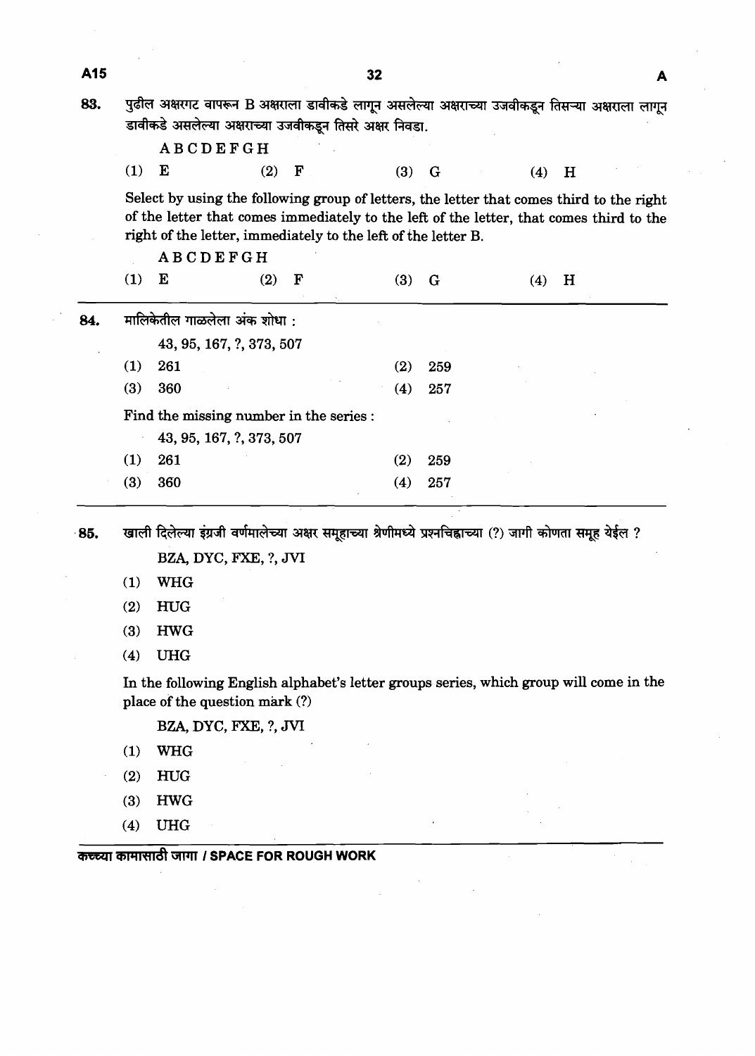83. पुढील अक्षरगट वापरून B अक्षराला डावीकडे लागून असलेल्या अक्षराच्या उजवीकडून तिसऱ्या अक्षराला लागून डावीकडे असलेल्या अक्षराच्या उजवीकडून तिसरे अक्षर निवडा.

ABCDEFGH

(1) E (2) F (3) G (4) H

Select by using the following group of letters, the letter that comes third to the right of the letter that comes immediately to the left of the letter, that comes third to the right of the letter, immediately to the left of the letter B.

ABCDEFGH

(1) E (2) F (3) G (4) H

---

84. मालिकेतील गाळलेला अंक शोधा :

43, 95, 167, ?, 373, 507

(1) 261 (2) 259

(3) 360 (4) 257

Find the missing number in the series :

43, 95, 167, ?, 373, 507

(1) 261 (2) 259

(3) 360 (4) 257

---

85. खाली दिलेल्या इंग्रजी वर्णमालेच्या अक्षर समूहाच्या श्रेणीमध्ये प्रश्नचिह्नाच्या (?) जागी कोणता समूह येईल ?

BZA, DYC, FXE, ?, JVI

(1) WHG

(2) HUG

(3) HWG

(4) UHG

In the following English alphabet's letter groups series, which group will come in the place of the question mark (?)

BZA, DYC, FXE, ?, JVI

(1) WHG

(2) HUG

(3) HWG

(4) UHG

कच्च्या कामासाठी जागा / SPACE FOR ROUGH WORK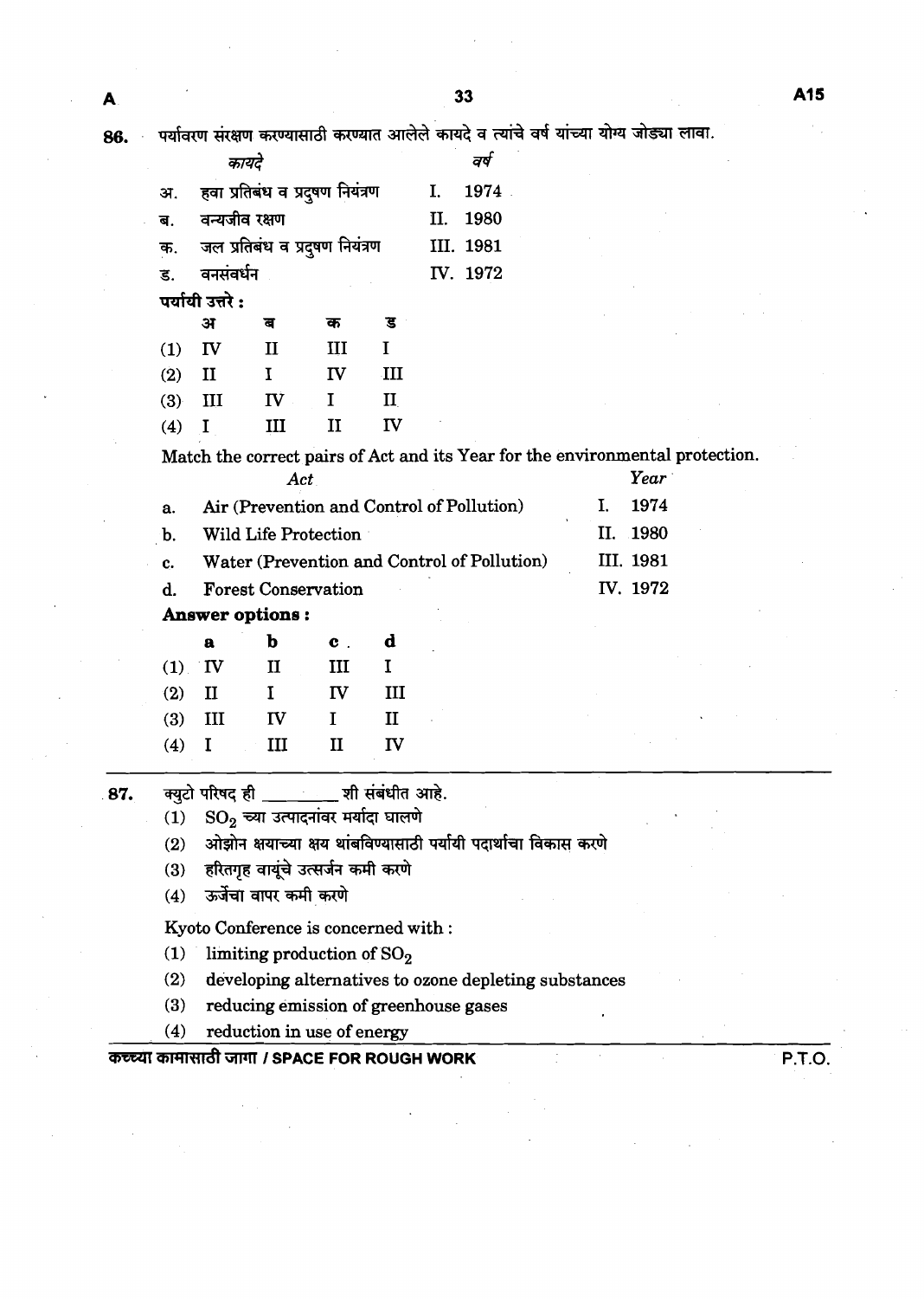86. पर्यावरण संरक्षण करण्यासाठी करण्यात आलेले कायदे व त्यांचे वर्ष यांच्या योग्य जोड्या लावा.

| | *कायदे* | | *वर्ष* |
|---|---|---|---|
| अ. | हवा प्रतिबंध व प्रदुषण नियंत्रण | I. | 1974 |
| ब. | वन्यजीव रक्षण | II. | 1980 |
| क. | जल प्रतिबंध व प्रदुषण नियंत्रण | III. | 1981 |
| ड. | वनसंवर्धन | IV. | 1972 |

**पर्यायी उत्तरे :**

| | अ | ब | क | ड |
|---|---|---|---|---|
| (1) | IV | II | III | I |
| (2) | II | I | IV | III |
| (3) | III | IV | I | II |
| (4) | I | III | II | IV |

Match the correct pairs of Act and its Year for the environmental protection.

| | *Act* | | *Year* |
|---|---|---|---|
| a. | Air (Prevention and Control of Pollution) | I. | 1974 |
| b. | Wild Life Protection | II. | 1980 |
| c. | Water (Prevention and Control of Pollution) | III. | 1981 |
| d. | Forest Conservation | IV. | 1972 |

**Answer options :**

| | a | b | c | d |
|---|---|---|---|---|
| (1) | IV | II | III | I |
| (2) | II | I | IV | III |
| (3) | III | IV | I | II |
| (4) | I | III | II | IV |

---

87. क्युटो परिषद ही \_\_\_\_\_\_\_ शी संबंधीत आहे.

(1) $SO_2$ च्या उत्पादनांवर मर्यादा घालणे
(2) ओझोन क्षयाच्या क्षय थांबविण्यासाठी पर्यायी पदार्थांचा विकास करणे
(3) हरितगृह वायूंचे उत्सर्जन कमी करणे
(4) ऊर्जेचा वापर कमी करणे

Kyoto Conference is concerned with :

(1) limiting production of $SO_2$
(2) developing alternatives to ozone depleting substances
(3) reducing emission of greenhouse gases
(4) reduction in use of energy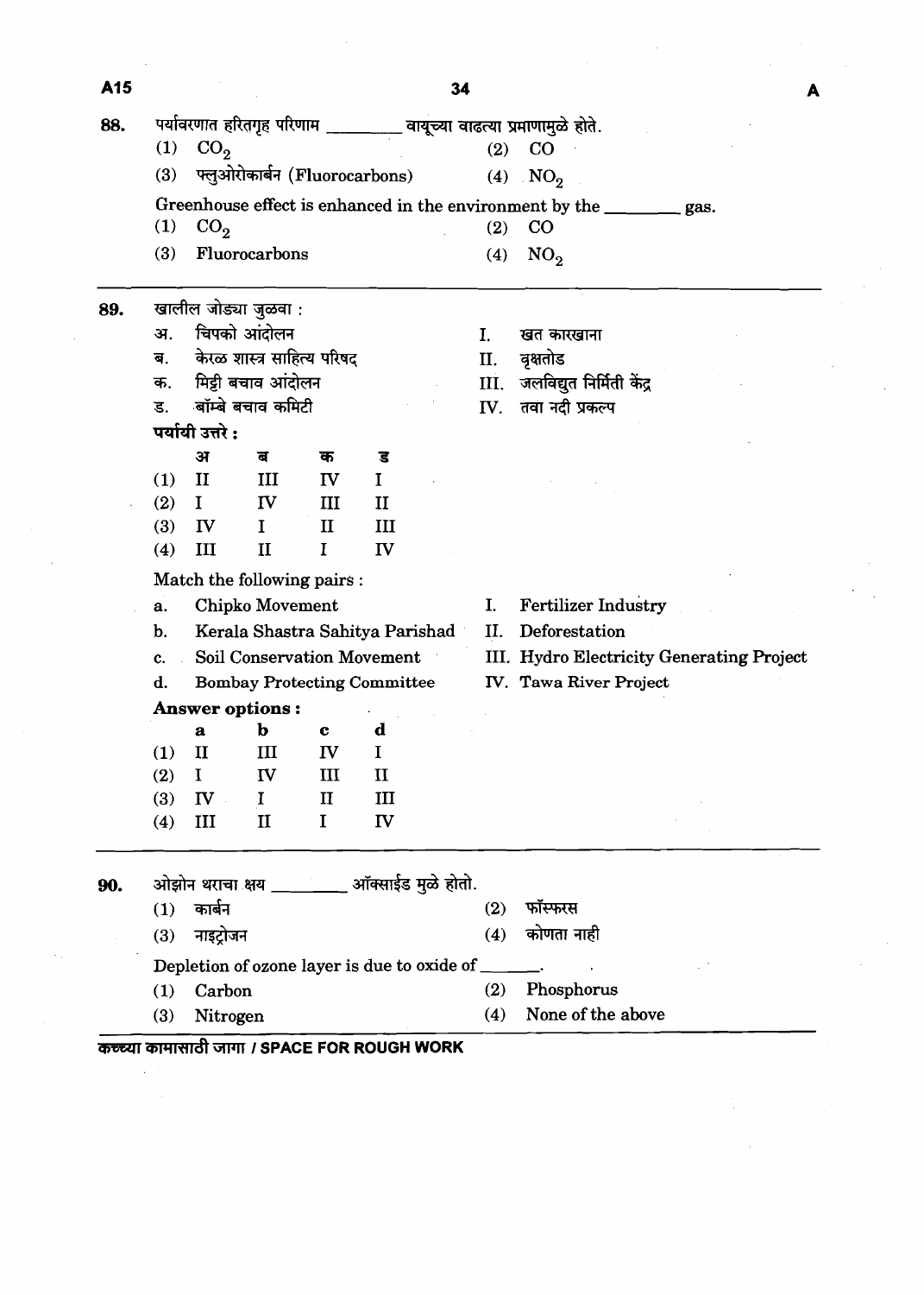**88.** पर्यावरणात हरितगृह परिणाम ________ वायूच्या वाढत्या प्रमाणामुळे होते.

(1) $CO_2$
(2) CO
(3) फ्लुओरोकार्बन (Fluorocarbons)
(4) $NO_2$

Greenhouse effect is enhanced in the environment by the ________ gas.

(1) $CO_2$
(2) CO
(3) Fluorocarbons
(4) $NO_2$

---

**89.** खालील जोड्या जुळवा :

अ. चिपको आंदोलन — I. खत कारखाना
ब. केरळ शास्त्र साहित्य परिषद — II. वृक्षतोड
क. मिट्टी बचाव आंदोलन — III. जलविद्युत निर्मिती केंद्र
ड. बॉम्बे बचाव कमिटी — IV. तवा नदी प्रकल्प

**पर्यायी उत्तरे :**

| | अ | ब | क | ड |
|---|---|---|---|---|
| (1) | II | III | IV | I |
| (2) | I | IV | III | II |
| (3) | IV | I | II | III |
| (4) | III | II | I | IV |

Match the following pairs :

a. Chipko Movement — I. Fertilizer Industry
b. Kerala Shastra Sahitya Parishad — II. Deforestation
c. Soil Conservation Movement — III. Hydro Electricity Generating Project
d. Bombay Protecting Committee — IV. Tawa River Project

**Answer options :**

| | a | b | c | d |
|---|---|---|---|---|
| (1) | II | III | IV | I |
| (2) | I | IV | III | II |
| (3) | IV | I | II | III |
| (4) | III | II | I | IV |

---

**90.** ओझोन थराचा क्षय ________ ऑक्साईड मुळे होतो.

(1) कार्बन
(2) फॉस्फरस
(3) नाइट्रोजन
(4) कोणता नाही

Depletion of ozone layer is due to oxide of ______.

(1) Carbon
(2) Phosphorus
(3) Nitrogen
(4) None of the above

कच्च्या कामासाठी जागा / SPACE FOR ROUGH WORK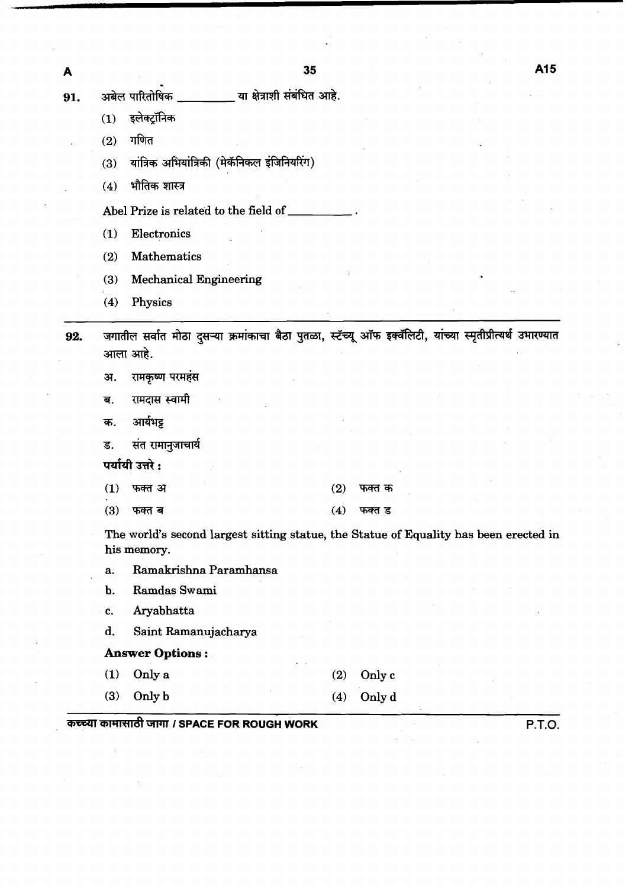91. अबेल पारितोषिक \_\_\_\_\_\_\_\_\_ या क्षेत्राशी संबंधित आहे.

(1) इलेक्ट्रॉनिक

(2) गणित

(3) यांत्रिक अभियांत्रिकी (मेकॅनिकल इंजिनियरिंग)

(4) भौतिक शास्त्र

Abel Prize is related to the field of \_\_\_\_\_\_\_\_\_\_.

(1) Electronics

(2) Mathematics

(3) Mechanical Engineering

(4) Physics

---

92. जगातील सर्वात मोठा दुसऱ्या क्रमांकाचा बैठा पुतळा, स्टॅच्यू ऑफ इक्वॅलिटी, यांच्या स्मृतीप्रीत्यर्थ उभारण्यात आला आहे.

अ. रामकृष्ण परमहंस

ब. रामदास स्वामी

क. आर्यभट्ट

ड. संत रामानुजाचार्य

**पर्यायी उत्तरे :**

(1) फक्त अ

(2) फक्त क

(3) फक्त ब

(4) फक्त ड

The world's second largest sitting statue, the Statue of Equality has been erected in his memory.

a. Ramakrishna Paramhansa

b. Ramdas Swami

c. Aryabhatta

d. Saint Ramanujacharya

**Answer Options :**

(1) Only a

(2) Only c

(3) Only b

(4) Only d

कच्च्या कामासाठी जागा / SPACE FOR ROUGH WORK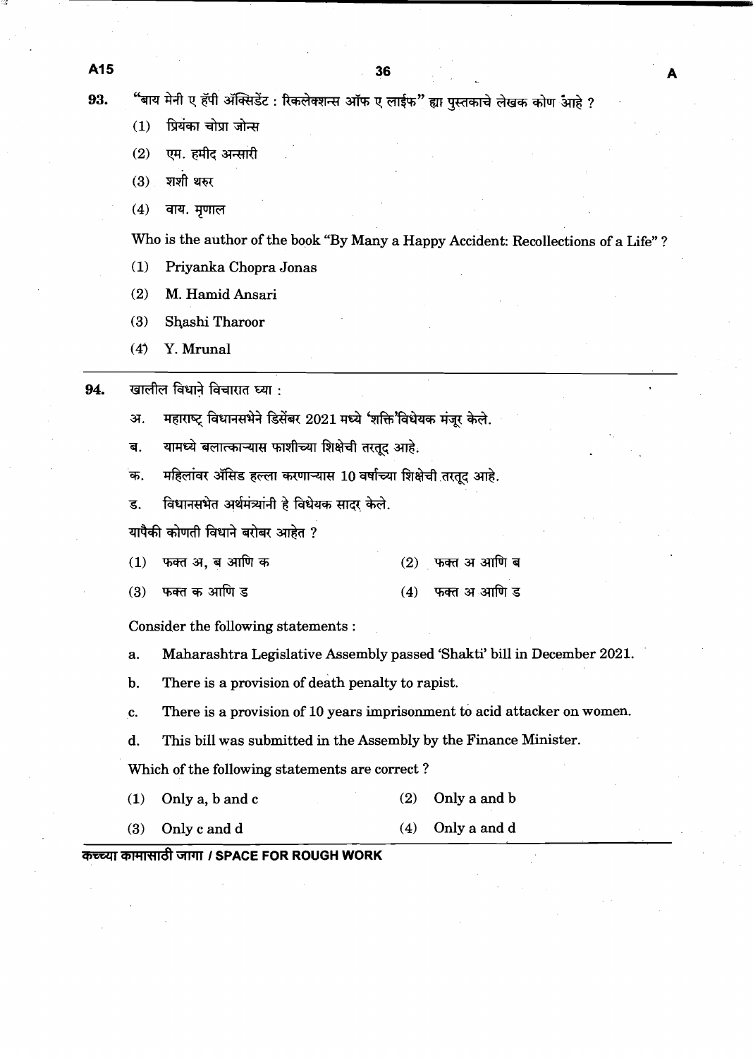93. “बाय मेनी ए हॅपी ॲक्सिडेंट : रिकलेक्शन्स ऑफ ए लाईफ” ह्या पुस्तकाचे लेखक कोण आहे ?

(1) प्रियंका चोप्रा जोन्स

(2) एम. हमीद अन्सारी

(3) शशी थरुर

(4) वाय. मृणाल

Who is the author of the book “By Many a Happy Accident: Recollections of a Life” ?

(1) Priyanka Chopra Jonas

(2) M. Hamid Ansari

(3) Shashi Tharoor

(4) Y. Mrunal

---

94. खालील विधाने विचारात घ्या :

अ. महाराष्ट्र विधानसभेने डिसेंबर 2021 मध्ये 'शक्ति' विधेयक मंजूर केले.

ब. यामध्ये बलात्काऱ्यास फाशीच्या शिक्षेची तरतूद आहे.

क. महिलांवर ॲसिड हल्ला करणाऱ्यास 10 वर्षांच्या शिक्षेची तरतूद आहे.

ड. विधानसभेत अर्थमंत्र्यांनी हे विधेयक सादर केले.

यापैकी कोणती विधाने बरोबर आहेत ?

(1) फक्त अ, ब आणि क

(2) फक्त अ आणि ब

(3) फक्त क आणि ड

(4) फक्त अ आणि ड

Consider the following statements :

a. Maharashtra Legislative Assembly passed 'Shakti' bill in December 2021.

b. There is a provision of death penalty to rapist.

c. There is a provision of 10 years imprisonment to acid attacker on women.

d. This bill was submitted in the Assembly by the Finance Minister.

Which of the following statements are correct ?

(1) Only a, b and c

(2) Only a and b

(3) Only c and d

(4) Only a and d

कच्च्या कामासाठी जागा / SPACE FOR ROUGH WORK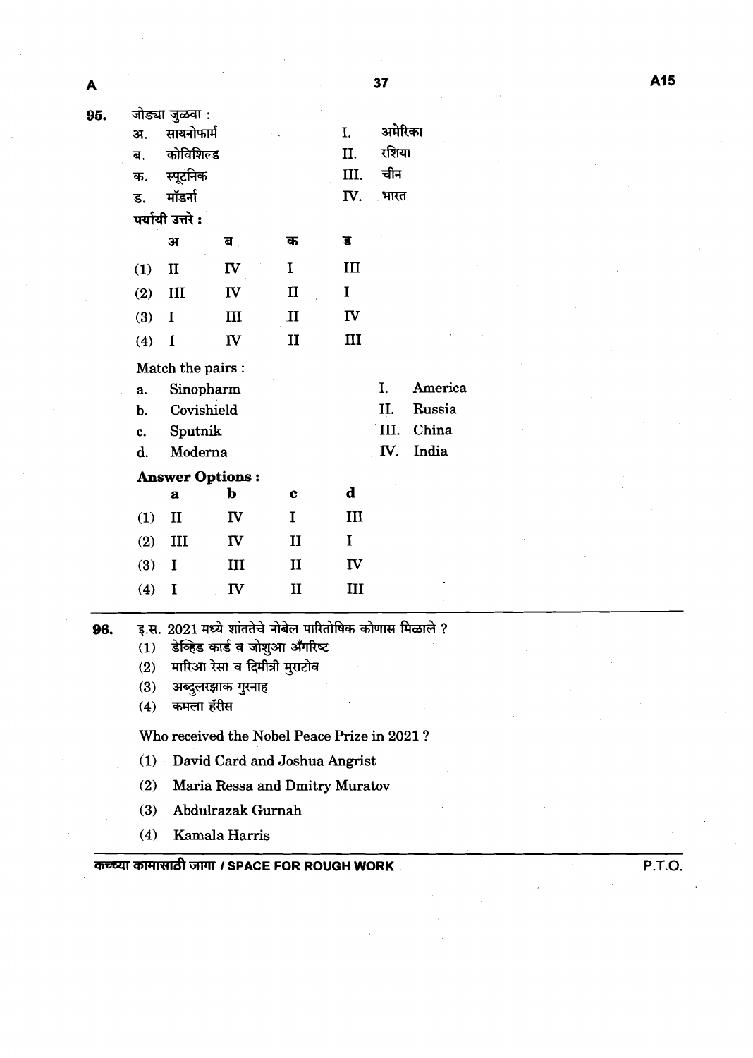**95.** जोड्या जुळवा :

अ. सायनोफार्म — I. अमेरिका

ब. कोविशिल्ड — II. रशिया

क. स्पूटनिक — III. चीन

ड. मॉडर्ना — IV. भारत

**पर्यायी उत्तरे :**

| | अ | ब | क | ड |
|---|---|---|---|---|
| (1) | II | IV | I | III |
| (2) | III | IV | II | I |
| (3) | I | III | II | IV |
| (4) | I | IV | II | III |

Match the pairs :

a. Sinopharm — I. America

b. Covishield — II. Russia

c. Sputnik — III. China

d. Moderna — IV. India

**Answer Options :**

| | a | b | c | d |
|---|---|---|---|---|
| (1) | II | IV | I | III |
| (2) | III | IV | II | I |
| (3) | I | III | II | IV |
| (4) | I | IV | II | III |

---

**96.** इ.स. 2021 मध्ये शांततेचे नोबेल पारितोषिक कोणास मिळाले ?

(1) डेव्हिड कार्ड व जोशुआ अँगरिष्ट

(2) मारिआ रेसा व दिमीत्री मुराटोव

(3) अब्दुलरझाक गुरनाह

(4) कमला हॅरीस

Who received the Nobel Peace Prize in 2021 ?

(1) David Card and Joshua Angrist

(2) Maria Ressa and Dmitry Muratov

(3) Abdulrazak Gurnah

(4) Kamala Harris

कच्च्या कामासाठी जागा / SPACE FOR ROUGH WORK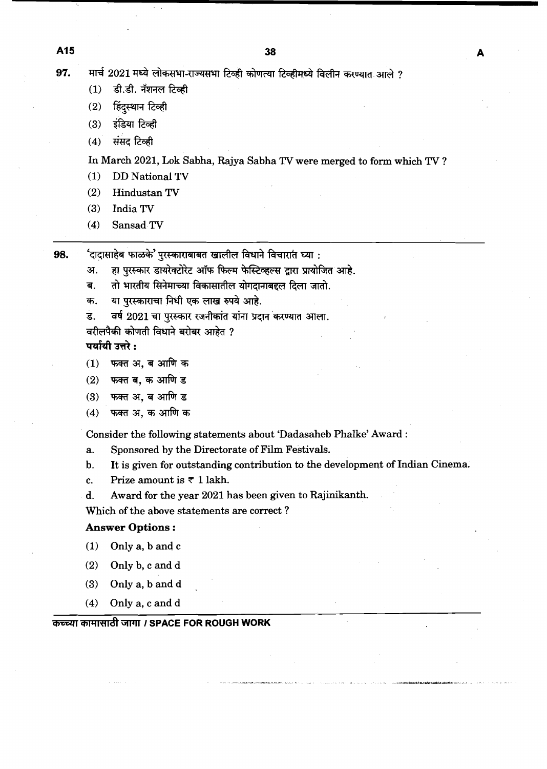97. मार्च 2021 मध्ये लोकसभा-राज्यसभा टिव्ही कोणत्या टिव्हीमध्ये विलीन करण्यात आले ?

(1) डी.डी. नॅशनल टिव्ही
(2) हिंदुस्थान टिव्ही
(3) इंडिया टिव्ही
(4) संसद टिव्ही

In March 2021, Lok Sabha, Rajya Sabha TV were merged to form which TV ?

(1) DD National TV
(2) Hindustan TV
(3) India TV
(4) Sansad TV

---

98. 'दादासाहेब फाळके' पुरस्काराबाबत खालील विधाने विचारात घ्या :

अ. हा पुरस्कार डायरेक्टोरेट ऑफ फिल्म फेस्टिव्हल्स द्वारा प्रायोजित आहे.
ब. तो भारतीय सिनेमाच्या विकासातील योगदानाबद्दल दिला जातो.
क. या पुरस्काराचा निधी एक लाख रुपये आहे.
ड. वर्ष 2021 चा पुरस्कार रजनीकांत यांना प्रदान करण्यात आला.

वरीलपैकी कोणती विधाने बरोबर आहेत ?

**पर्यायी उत्तरे :**

(1) फक्त अ, ब आणि क
(2) फक्त ब, क आणि ड
(3) फक्त अ, ब आणि ड
(4) फक्त अ, क आणि क

Consider the following statements about 'Dadasaheb Phalke' Award :

a. Sponsored by the Directorate of Film Festivals.
b. It is given for outstanding contribution to the development of Indian Cinema.
c. Prize amount is ₹ 1 lakh.
d. Award for the year 2021 has been given to Rajinikanth.

Which of the above statements are correct ?

**Answer Options :**

(1) Only a, b and c
(2) Only b, c and d
(3) Only a, b and d
(4) Only a, c and d

कच्च्या कामासाठी जागा / SPACE FOR ROUGH WORK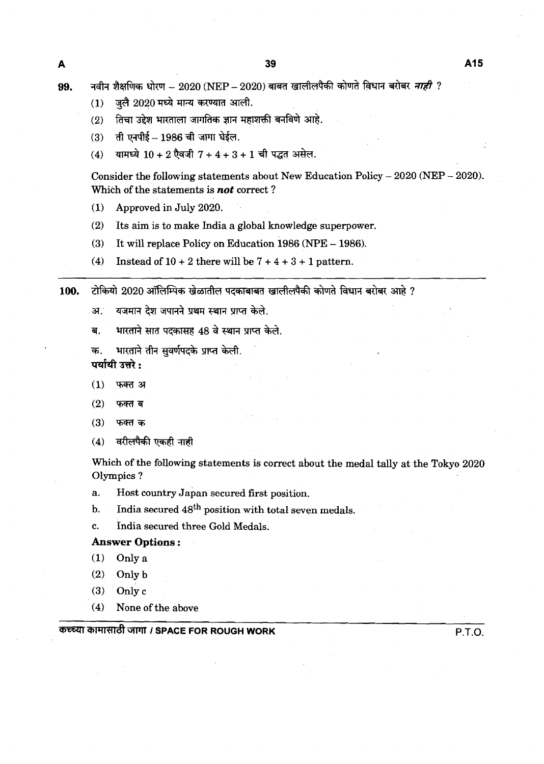99. नवीन शैक्षणिक धोरण – 2020 (NEP – 2020) बाबत खालीलपैकी कोणते विधान बरोबर ***नाही*** ?

(1) जुलै 2020 मध्ये मान्य करण्यात आली.

(2) तिचा उद्देश भारताला जागतिक ज्ञान महाशक्ती बनविणे आहे.

(3) ती एनपीई – 1986 ची जागा घेईल.

(4) यामध्ये 10 + 2 ऐवजी 7 + 4 + 3 + 1 ची पद्धत असेल.

Consider the following statements about New Education Policy – 2020 (NEP – 2020). Which of the statements is ***not*** correct ?

(1) Approved in July 2020.

(2) Its aim is to make India a global knowledge superpower.

(3) It will replace Policy on Education 1986 (NPE – 1986).

(4) Instead of 10 + 2 there will be 7 + 4 + 3 + 1 pattern.

---

100. टोकियो 2020 ऑलिम्पिक खेळातील पदकाबाबत खालीलपैकी कोणते विधान बरोबर आहे ?

अ. यजमान देश जपानने प्रथम स्थान प्राप्त केले.

ब. भारताने सात पदकासह 48 वे स्थान प्राप्त केले.

क. भारताने तीन सुवर्णपदके प्राप्त केली.

**पर्यायी उत्तरे :**

(1) फक्त अ

(2) फक्त ब

(3) फक्त क

(4) वरीलपैकी एकही नाही

Which of the following statements is correct about the medal tally at the Tokyo 2020 Olympics ?

a. Host country Japan secured first position.

b. India secured 48th position with total seven medals.

c. India secured three Gold Medals.

**Answer Options :**

(1) Only a

(2) Only b

(3) Only c

(4) None of the above

कच्च्या कामासाठी जागा / SPACE FOR ROUGH WORK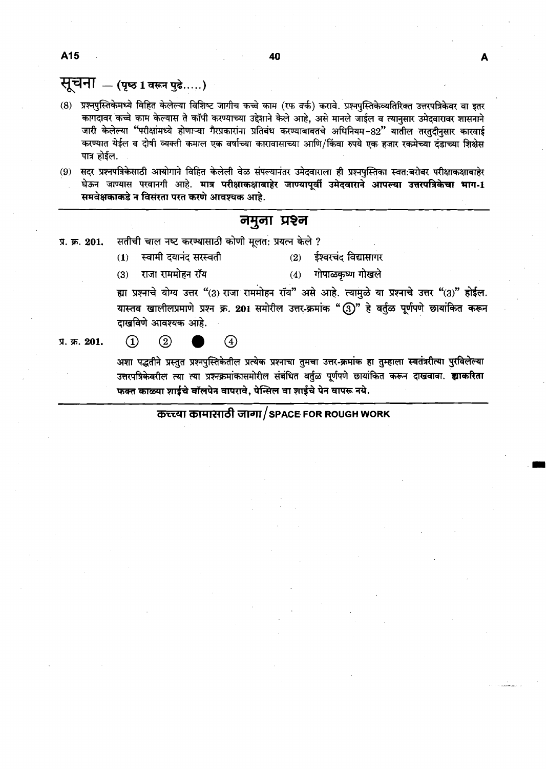## सूचना — (पृष्ठ 1 वरून पुढे.....)

(8) प्रश्नपुस्तिकेमध्ये विहित केलेल्या विशिष्ट जागीच कच्चे काम (रफ वर्क) करावे. प्रश्नपुस्तिकेव्यतिरिक्त उत्तरपत्रिकेवर वा इतर कागदावर कच्चे काम केल्यास ते कॉपी करण्याच्या उद्देशाने केले आहे, असे मानले जाईल व त्यानुसार उमेदवारावर शासनाने जारी केलेल्या "परीक्षांमध्ये होणाऱ्या गैरप्रकारांना प्रतिबंध करण्याबाबतचे अधिनियम-82" यातील तरतुदीनुसार कारवाई करण्यात येईल व दोषी व्यक्ती कमाल एक वर्षाच्या कारावासाच्या आणि/किंवा रुपये एक हजार रकमेच्या दंडाच्या शिक्षेस पात्र होईल.

(9) सदर प्रश्नपत्रिकेसाठी आयोगाने विहित केलेली वेळ संपल्यानंतर उमेदवाराला ही प्रश्नपुस्तिका स्वत:बरोबर परीक्षाकक्षाबाहेर घेऊन जाण्यास परवानगी आहे. **मात्र परीक्षाकक्षाबाहेर जाण्यापूर्वी उमेदवाराने आपल्या उत्तरपत्रिकेचा भाग-1 समवेक्षकाकडे न विसरता परत करणे आवश्यक आहे.**

## नमुना प्रश्न

**प्र. क्र. 201.** सतीची चाल नष्ट करण्यासाठी कोणी मूलत: प्रयत्न केले ?

(1) स्वामी दयानंद सरस्वती
(2) ईश्वरचंद विद्यासागर
(3) राजा राममोहन रॉय
(4) गोपाळकृष्ण गोखले

ह्या प्रश्नाचे योग्य उत्तर "(3) राजा राममोहन रॉय" असे आहे. त्यामुळे या प्रश्नाचे उत्तर "(3)" होईल. यास्तव खालीलप्रमाणे प्रश्न क्र. 201 समोरील उत्तर-क्रमांक "③" हे वर्तुळ पूर्णपणे छायांकित करून दाखविणे आवश्यक आहे.

**प्र. क्र. 201.** ① ② ● ④

अशा पद्धतीने प्रस्तुत प्रश्नपुस्तिकेतील प्रत्येक प्रश्नाचा तुमचा उत्तर-क्रमांक हा तुम्हाला **स्वतंत्रीत्या** पुरविलेल्या उत्तरपत्रिकेवरील त्या त्या प्रश्नक्रमांकासमोरील संबंधित वर्तुळ पूर्णपणे छायांकित करून दाखवावा. **ह्याकरिता फक्त काळ्या शाईचे बॉलपेन वापरावे, पेन्सिल वा शाईचे पेन वापरू नये.**

### कच्च्या कामासाठी जागा / SPACE FOR ROUGH WORK